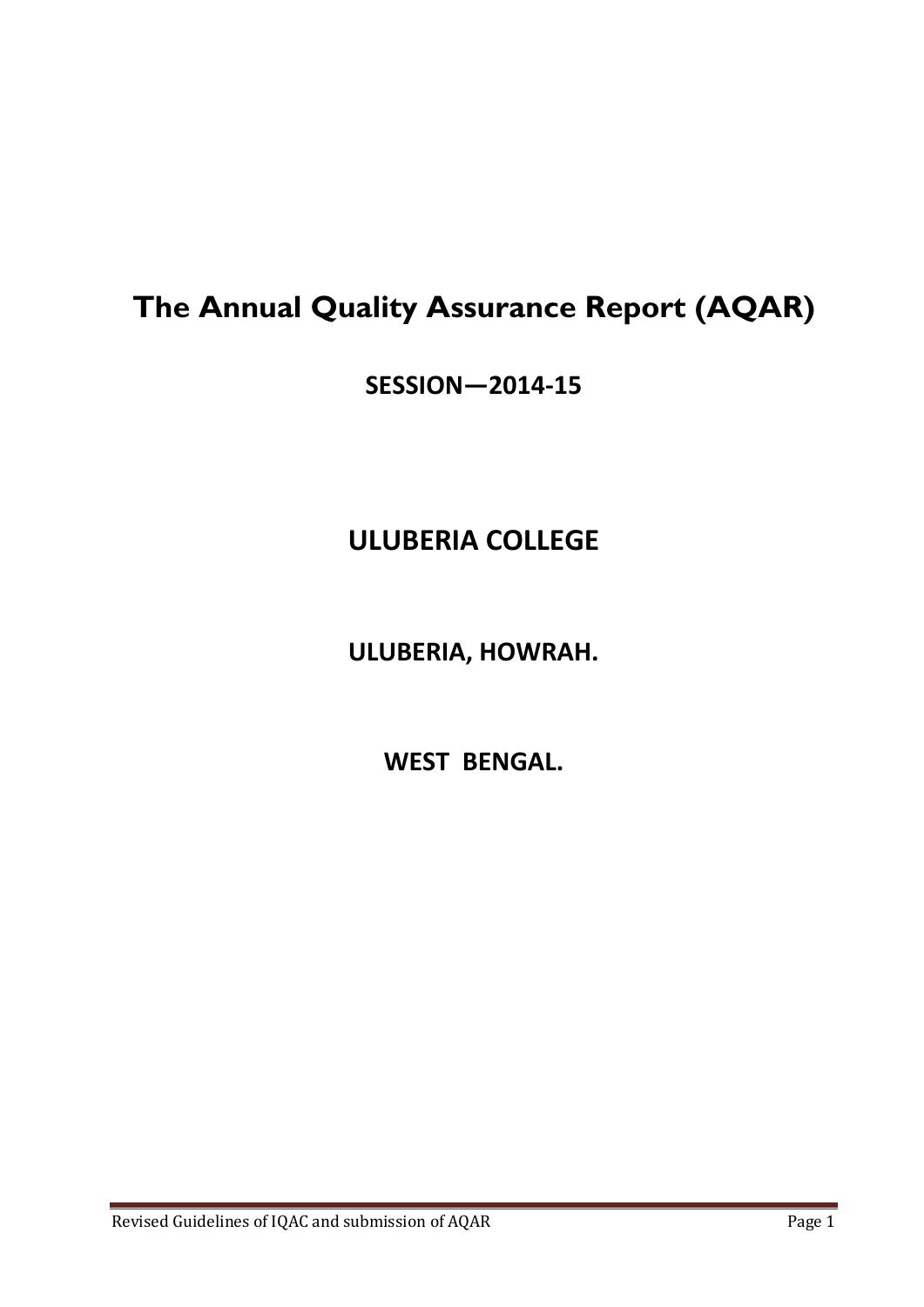# The Annual Quality Assurance Report (AQAR)

## SESSION—2014-15

## ULUBERIA COLLEGE

## ULUBERIA, HOWRAH.

## WEST BENGAL.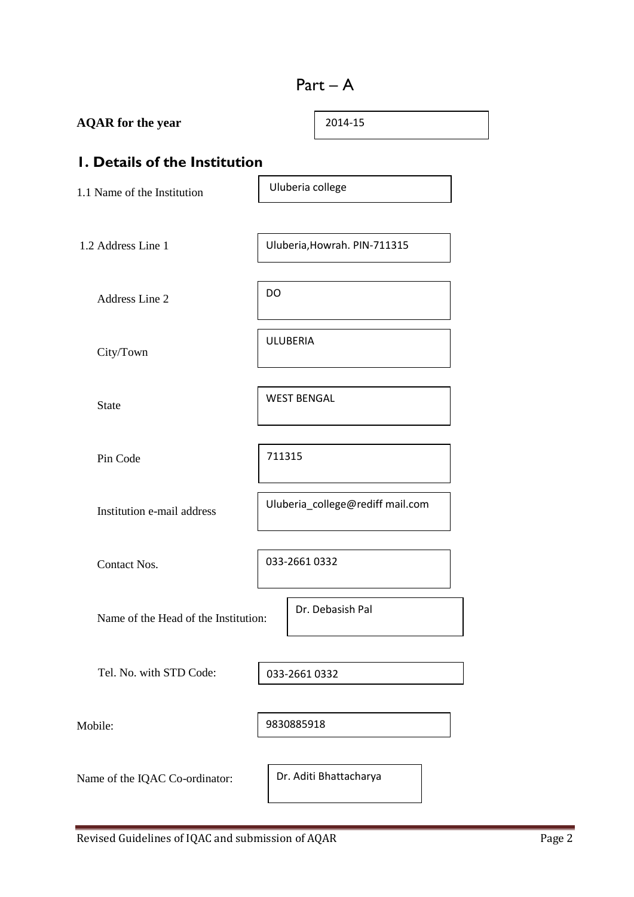# Part – A

**AQAR for the year** | 2014-15

## 1. Details of the Institution

| | |
|---|---|
| 1.1 Name of the Institution | Uluberia college |
| 1.2 Address Line 1 | Uluberia,Howrah. PIN-711315 |
| Address Line 2 | DO |
| City/Town | ULUBERIA |
| State | WEST BENGAL |
| Pin Code | 711315 |
| Institution e-mail address | Uluberia_college@rediff mail.com |
| Contact Nos. | 033-2661 0332 |
| Name of the Head of the Institution: | Dr. Debasish Pal |
| Tel. No. with STD Code: | 033-2661 0332 |
| Mobile: | 9830885918 |
| Name of the IQAC Co-ordinator: | Dr. Aditi Bhattacharya |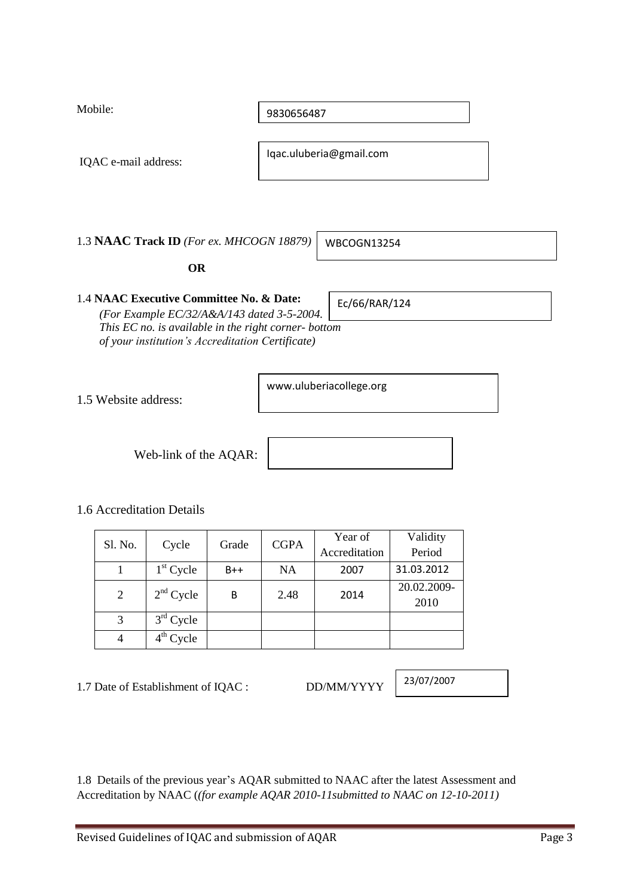Mobile: 9830656487

IQAC e-mail address: Iqac.uluberia@gmail.com

1.3 **NAAC Track ID** *(For ex. MHCOGN 18879)* WBCOGN13254

**OR**

1.4 **NAAC Executive Committee No. & Date:** Ec/66/RAR/124
*(For Example EC/32/A&A/143 dated 3-5-2004. This EC no. is available in the right corner- bottom of your institution's Accreditation Certificate)*

1.5 Website address: www.uluberiacollege.org

Web-link of the AQAR:

1.6 Accreditation Details

| Sl. No. | Cycle | Grade | CGPA | Year of Accreditation | Validity Period |
|---|---|---|---|---|---|
| 1 | 1st Cycle | B++ | NA | 2007 | 31.03.2012 |
| 2 | 2nd Cycle | B | 2.48 | 2014 | 20.02.2009-2010 |
| 3 | 3rd Cycle | | | | |
| 4 | 4th Cycle | | | | |

1.7 Date of Establishment of IQAC : DD/MM/YYYY 23/07/2007

1.8 Details of the previous year's AQAR submitted to NAAC after the latest Assessment and Accreditation by NAAC (*(for example AQAR 2010-11submitted to NAAC on 12-10-2011)*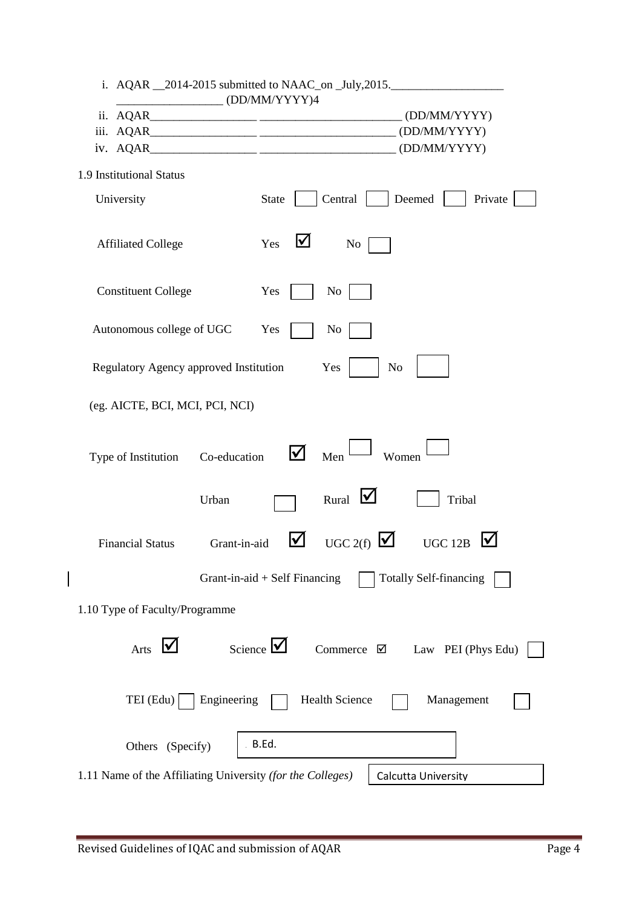i. AQAR __2014-2015 submitted to NAAC_on _July,2015.___________________
__________________ (DD/MM/YYYY)4

ii. AQAR__________________ _______________________ (DD/MM/YYYY)

iii. AQAR__________________ _______________________ (DD/MM/YYYY)

iv. AQAR__________________ _______________________ (DD/MM/YYYY)

1.9 Institutional Status

University State ☐ Central ☐ Deemed ☐ Private ☐

Affiliated College Yes ☑ No ☐

Constituent College Yes ☐ No ☐

Autonomous college of UGC Yes ☐ No ☐

Regulatory Agency approved Institution Yes ☐ No ☐

(eg. AICTE, BCI, MCI, PCI, NCI)

Type of Institution Co-education ☑ Men ☐ Women ☐

Urban ☐ Rural ☑ ☐ Tribal

Financial Status Grant-in-aid ☑ UGC 2(f) ☑ UGC 12B ☑

Grant-in-aid + Self Financing ☐ Totally Self-financing ☐

1.10 Type of Faculty/Programme

Arts ☑ Science ☑ Commerce ☑ Law PEI (Phys Edu) ☐

TEI (Edu) ☐ Engineering ☐ Health Science ☐ Management ☐

Others (Specify) B.Ed.

1.11 Name of the Affiliating University *(for the Colleges)* Calcutta University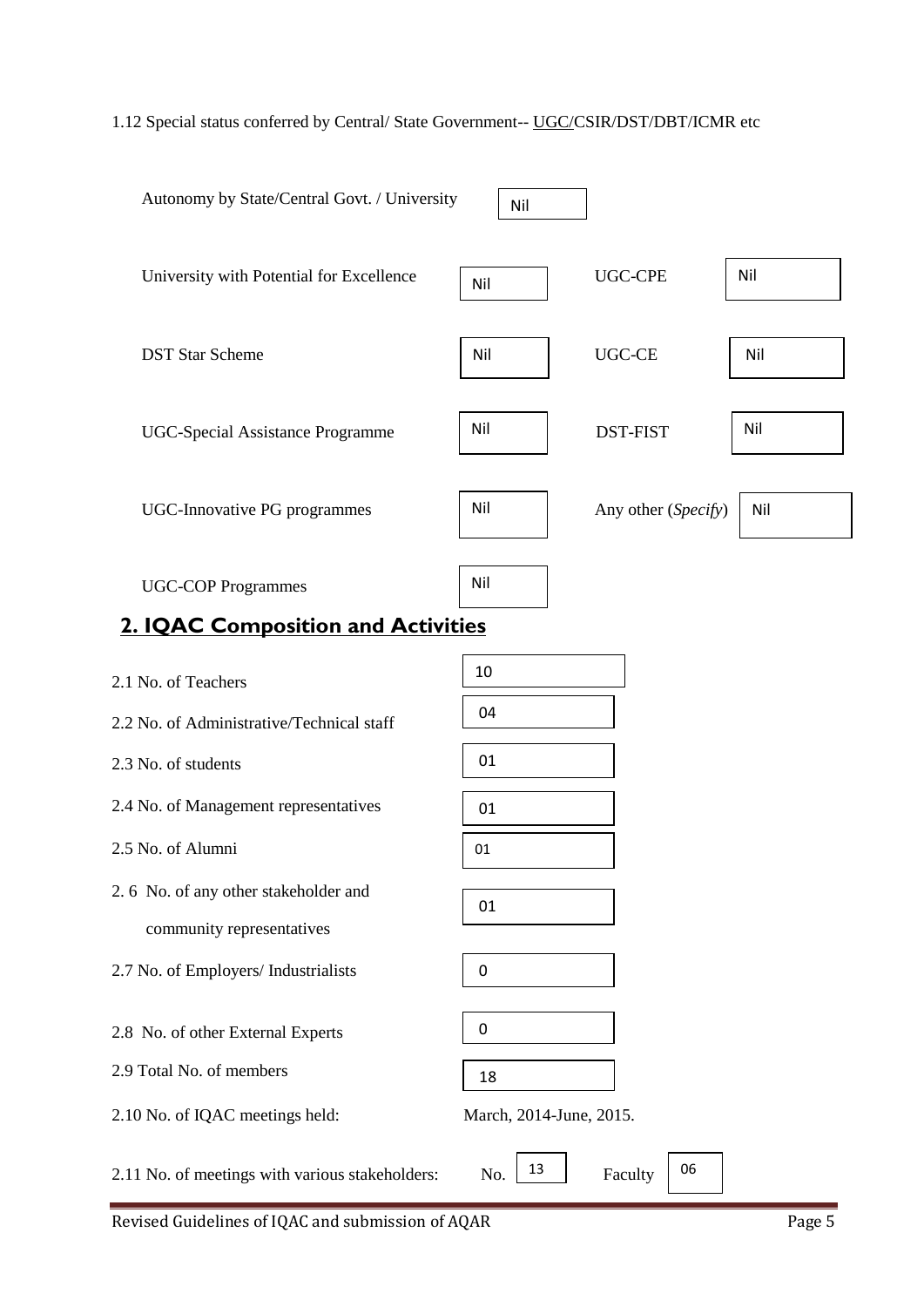1.12 Special status conferred by Central/ State Government-- UGC/CSIR/DST/DBT/ICMR etc

| | | | |
|---|---|---|---|
| Autonomy by State/Central Govt. / University | Nil | | |
| University with Potential for Excellence | Nil | UGC-CPE | Nil |
| DST Star Scheme | Nil | UGC-CE | Nil |
| UGC-Special Assistance Programme | Nil | DST-FIST | Nil |
| UGC-Innovative PG programmes | Nil | Any other (*Specify*) | Nil |
| UGC-COP Programmes | Nil | | |

## 2. IQAC Composition and Activities

| | |
|---|---|
| 2.1 No. of Teachers | 10 |
| 2.2 No. of Administrative/Technical staff | 04 |
| 2.3 No. of students | 01 |
| 2.4 No. of Management representatives | 01 |
| 2.5 No. of Alumni | 01 |
| 2.6 No. of any other stakeholder and community representatives | 01 |
| 2.7 No. of Employers/ Industrialists | 0 |
| 2.8 No. of other External Experts | 0 |
| 2.9 Total No. of members | 18 |
| 2.10 No. of IQAC meetings held: | March, 2014-June, 2015. |

2.11 No. of meetings with various stakeholders: No. 13 Faculty 06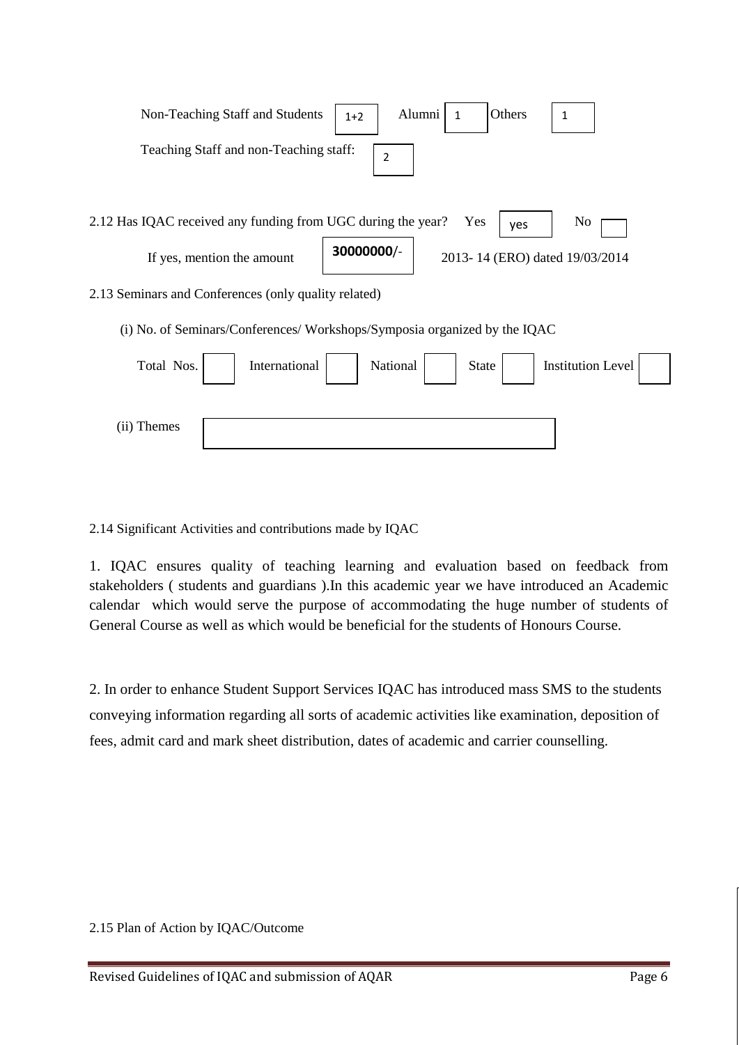Non-Teaching Staff and Students 1+2 Alumni 1 Others 1

Teaching Staff and non-Teaching staff: 2

2.12 Has IQAC received any funding from UGC during the year? Yes yes No

If yes, mention the amount 30000000/- 2013- 14 (ERO) dated 19/03/2014

2.13 Seminars and Conferences (only quality related)

(i) No. of Seminars/Conferences/ Workshops/Symposia organized by the IQAC

| Total Nos. | International | National | State | Institution Level |
|---|---|---|---|---|
| | | | | |

(ii) Themes

2.14 Significant Activities and contributions made by IQAC

1. IQAC ensures quality of teaching learning and evaluation based on feedback from stakeholders ( students and guardians ).In this academic year we have introduced an Academic calendar which would serve the purpose of accommodating the huge number of students of General Course as well as which would be beneficial for the students of Honours Course.

2. In order to enhance Student Support Services IQAC has introduced mass SMS to the students conveying information regarding all sorts of academic activities like examination, deposition of fees, admit card and mark sheet distribution, dates of academic and carrier counselling.

2.15 Plan of Action by IQAC/Outcome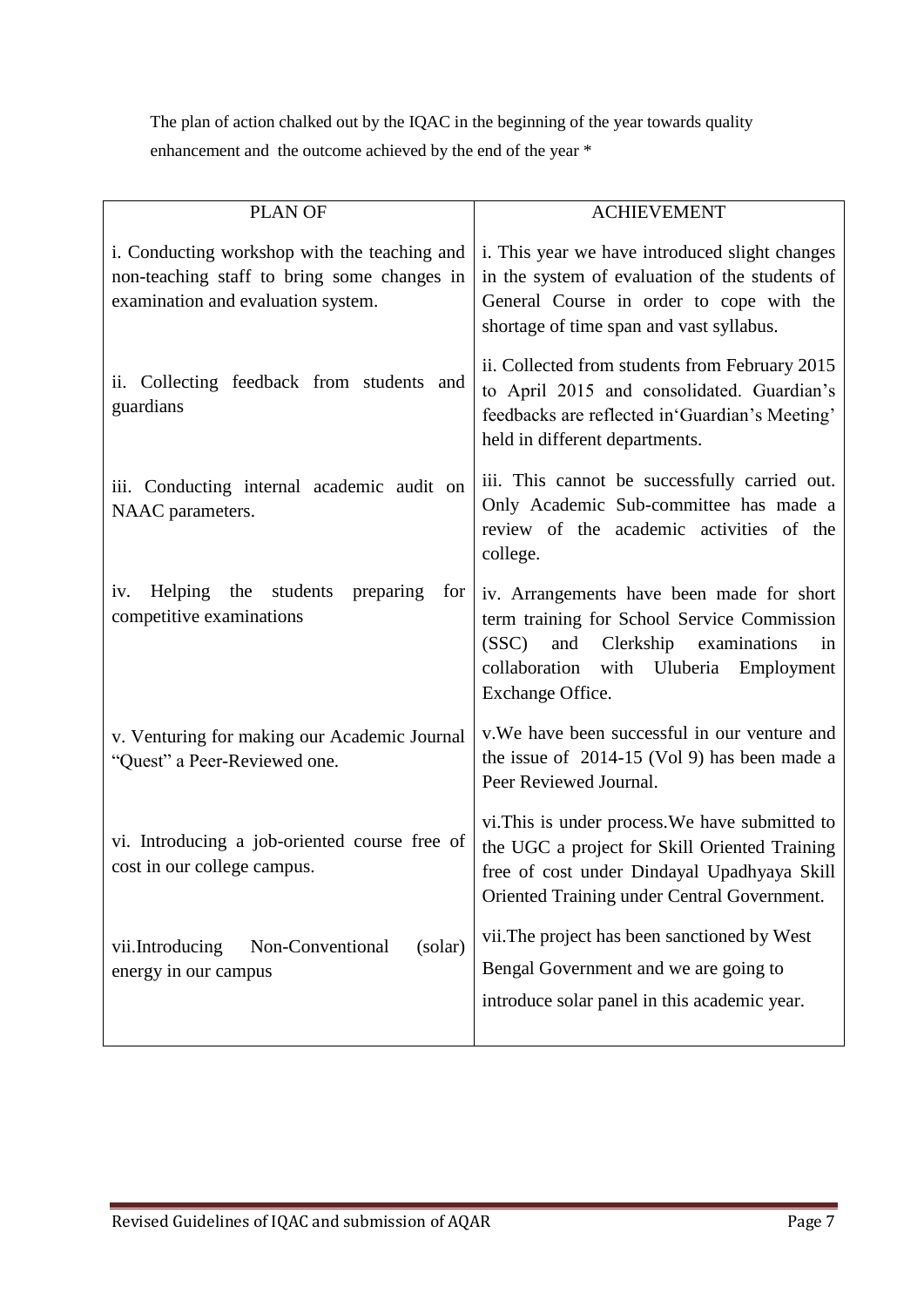The plan of action chalked out by the IQAC in the beginning of the year towards quality enhancement and the outcome achieved by the end of the year *

| PLAN OF | ACHIEVEMENT |
|---|---|
| i. Conducting workshop with the teaching and non-teaching staff to bring some changes in examination and evaluation system. | i. This year we have introduced slight changes in the system of evaluation of the students of General Course in order to cope with the shortage of time span and vast syllabus. |
| ii. Collecting feedback from students and guardians | ii. Collected from students from February 2015 to April 2015 and consolidated. Guardian's feedbacks are reflected in'Guardian's Meeting' held in different departments. |
| iii. Conducting internal academic audit on NAAC parameters. | iii. This cannot be successfully carried out. Only Academic Sub-committee has made a review of the academic activities of the college. |
| iv. Helping the students preparing for competitive examinations | iv. Arrangements have been made for short term training for School Service Commission (SSC) and Clerkship examinations in collaboration with Uluberia Employment Exchange Office. |
| v. Venturing for making our Academic Journal "Quest" a Peer-Reviewed one. | v.We have been successful in our venture and the issue of 2014-15 (Vol 9) has been made a Peer Reviewed Journal. |
| vi. Introducing a job-oriented course free of cost in our college campus. | vi.This is under process.We have submitted to the UGC a project for Skill Oriented Training free of cost under Dindayal Upadhyaya Skill Oriented Training under Central Government. |
| vii.Introducing Non-Conventional (solar) energy in our campus | vii.The project has been sanctioned by West Bengal Government and we are going to introduce solar panel in this academic year. |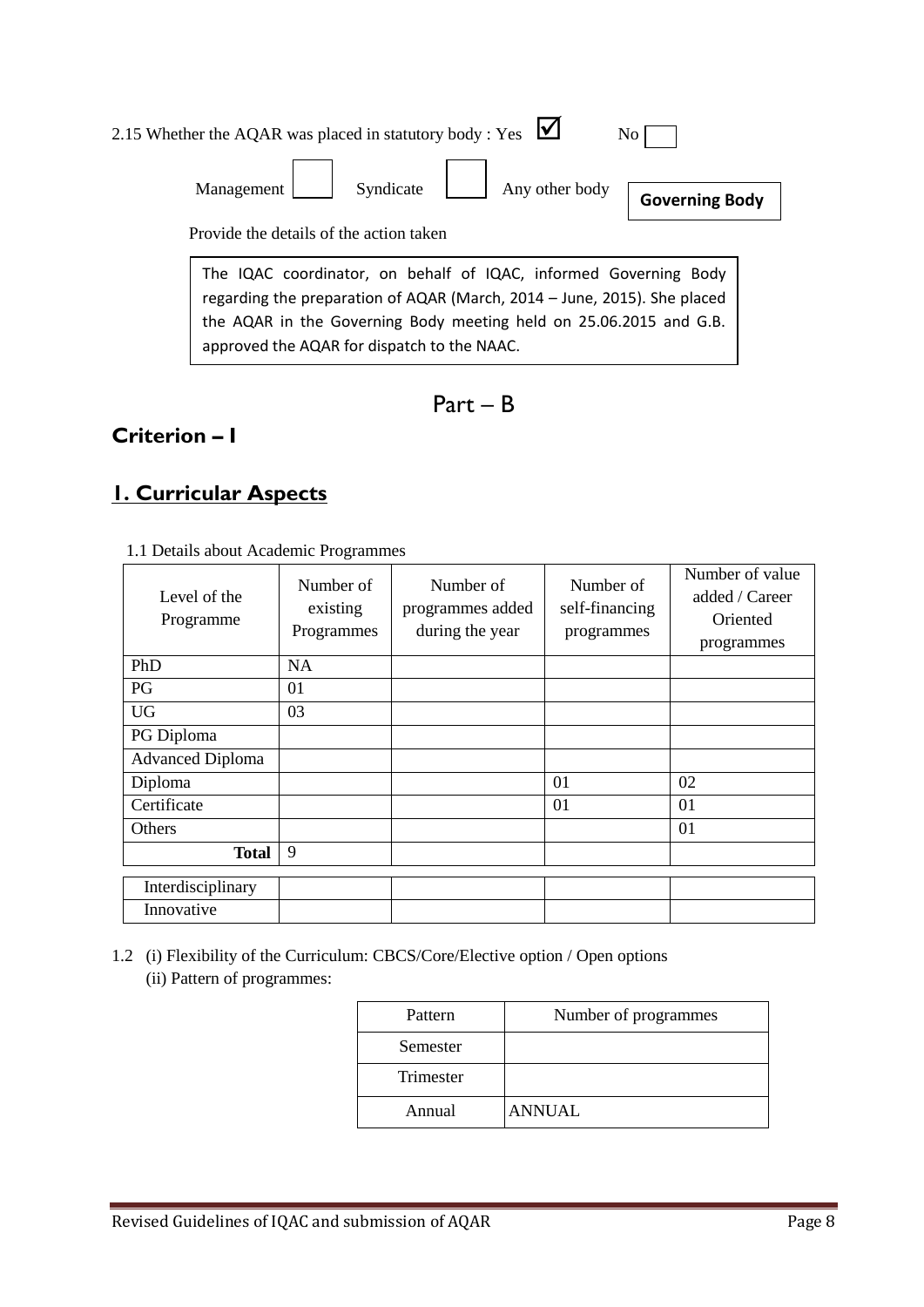2.15 Whether the AQAR was placed in statutory body : Yes ☑ No ☐

Management ☐ Syndicate ☐ Any other body **Governing Body**

Provide the details of the action taken

The IQAC coordinator, on behalf of IQAC, informed Governing Body regarding the preparation of AQAR (March, 2014 – June, 2015). She placed the AQAR in the Governing Body meeting held on 25.06.2015 and G.B. approved the AQAR for dispatch to the NAAC.

# Part – B

## Criterion – I

## 1. Curricular Aspects

1.1 Details about Academic Programmes

| Level of the Programme | Number of existing Programmes | Number of programmes added during the year | Number of self-financing programmes | Number of value added / Career Oriented programmes |
|---|---|---|---|---|
| PhD | NA | | | |
| PG | 01 | | | |
| UG | 03 | | | |
| PG Diploma | | | | |
| Advanced Diploma | | | | |
| Diploma | | | 01 | 02 |
| Certificate | | | 01 | 01 |
| Others | | | | 01 |
| **Total** | 9 | | | |
| Interdisciplinary | | | | |
| Innovative | | | | |

1.2 (i) Flexibility of the Curriculum: CBCS/Core/Elective option / Open options

(ii) Pattern of programmes:

| Pattern | Number of programmes |
|---|---|
| Semester | |
| Trimester | |
| Annual | ANNUAL |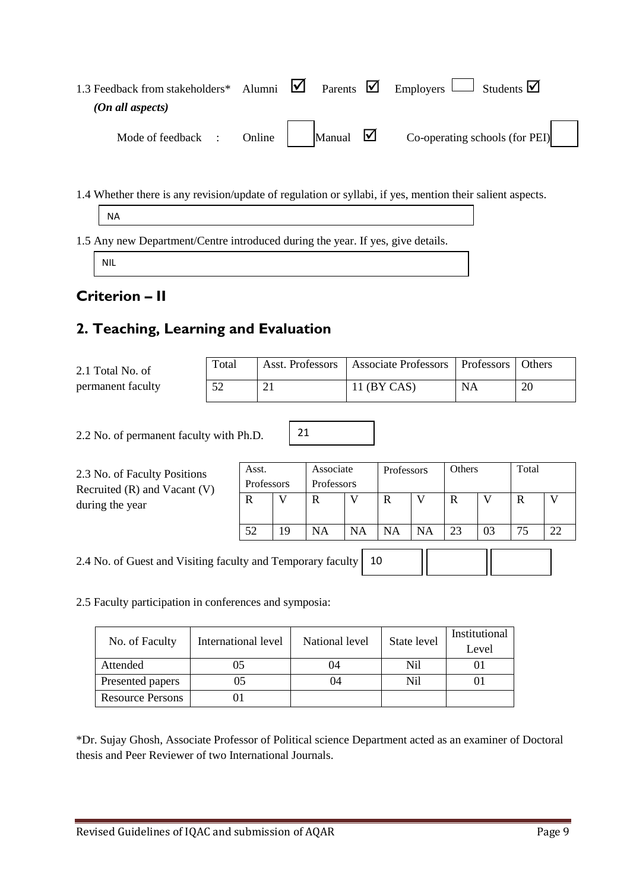1.3 Feedback from stakeholders* Alumni ☑ Parents ☑ Employers ☐ Students ☑
*(On all aspects)*

Mode of feedback : Online ☐ Manual ☑ Co-operating schools (for PEI) ☐

1.4 Whether there is any revision/update of regulation or syllabi, if yes, mention their salient aspects.

NA

1.5 Any new Department/Centre introduced during the year. If yes, give details.

NIL

## Criterion – II

## 2. Teaching, Learning and Evaluation

2.1 Total No. of permanent faculty

| Total | Asst. Professors | Associate Professors | Professors | Others |
|---|---|---|---|---|
| 52 | 21 | 11 (BY CAS) | NA | 20 |

2.2 No. of permanent faculty with Ph.D. 21

2.3 No. of Faculty Positions Recruited (R) and Vacant (V) during the year

| Asst. Professors | | Associate Professors | | Professors | | Others | | Total | |
|---|---|---|---|---|---|---|---|---|---|
| R | V | R | V | R | V | R | V | R | V |
| 52 | 19 | NA | NA | NA | NA | 23 | 03 | 75 | 22 |

2.4 No. of Guest and Visiting faculty and Temporary faculty 10

2.5 Faculty participation in conferences and symposia:

| No. of Faculty | International level | National level | State level | Institutional Level |
|---|---|---|---|---|
| Attended | 05 | 04 | Nil | 01 |
| Presented papers | 05 | 04 | Nil | 01 |
| Resource Persons | 01 | | | |

*Dr. Sujay Ghosh, Associate Professor of Political science Department acted as an examiner of Doctoral thesis and Peer Reviewer of two International Journals.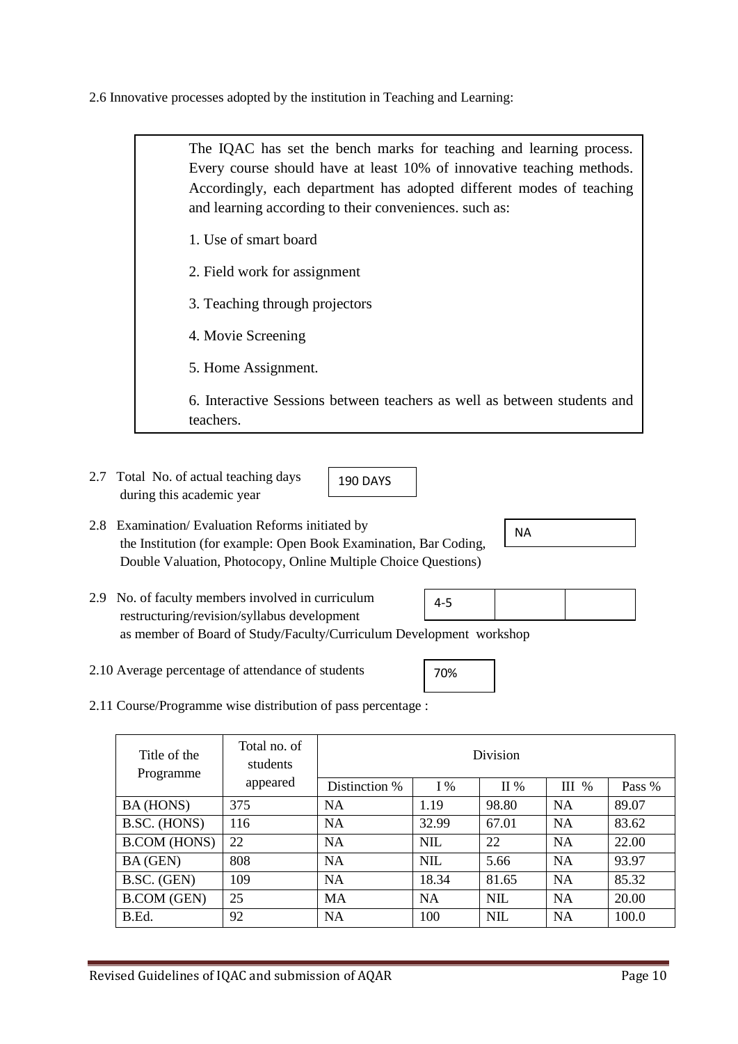2.6 Innovative processes adopted by the institution in Teaching and Learning:

> The IQAC has set the bench marks for teaching and learning process. Every course should have at least 10% of innovative teaching methods. Accordingly, each department has adopted different modes of teaching and learning according to their conveniences. such as:
>
> 1. Use of smart board
> 2. Field work for assignment
> 3. Teaching through projectors
> 4. Movie Screening
> 5. Home Assignment.
> 6. Interactive Sessions between teachers as well as between students and teachers.

2.7 Total No. of actual teaching days during this academic year: 190 DAYS

2.8 Examination/ Evaluation Reforms initiated by the Institution (for example: Open Book Examination, Bar Coding, Double Valuation, Photocopy, Online Multiple Choice Questions): NA

2.9 No. of faculty members involved in curriculum restructuring/revision/syllabus development as member of Board of Study/Faculty/Curriculum Development workshop: 4-5

2.10 Average percentage of attendance of students: 70%

2.11 Course/Programme wise distribution of pass percentage :

| Title of the Programme | Total no. of students appeared | Division | | | | |
|---|---|---|---|---|---|---|
| | | Distinction % | I % | II % | III % | Pass % |
| BA (HONS) | 375 | NA | 1.19 | 98.80 | NA | 89.07 |
| B.SC. (HONS) | 116 | NA | 32.99 | 67.01 | NA | 83.62 |
| B.COM (HONS) | 22 | NA | NIL | 22 | NA | 22.00 |
| BA (GEN) | 808 | NA | NIL | 5.66 | NA | 93.97 |
| B.SC. (GEN) | 109 | NA | 18.34 | 81.65 | NA | 85.32 |
| B.COM (GEN) | 25 | MA | NA | NIL | NA | 20.00 |
| B.Ed. | 92 | NA | 100 | NIL | NA | 100.0 |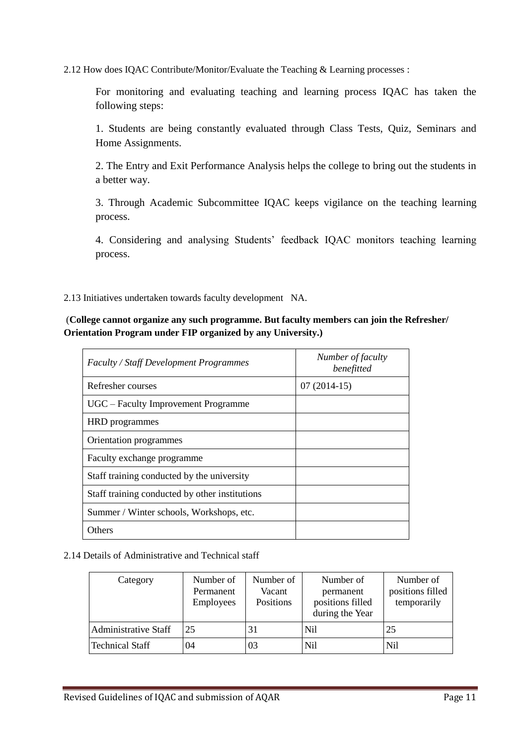2.12 How does IQAC Contribute/Monitor/Evaluate the Teaching & Learning processes :

For monitoring and evaluating teaching and learning process IQAC has taken the following steps:

1. Students are being constantly evaluated through Class Tests, Quiz, Seminars and Home Assignments.

2. The Entry and Exit Performance Analysis helps the college to bring out the students in a better way.

3. Through Academic Subcommittee IQAC keeps vigilance on the teaching learning process.

4. Considering and analysing Students' feedback IQAC monitors teaching learning process.

2.13 Initiatives undertaken towards faculty development NA.

(**College cannot organize any such programme. But faculty members can join the Refresher/ Orientation Program under FIP organized by any University.)**

| *Faculty / Staff Development Programmes* | *Number of faculty benefitted* |
|---|---|
| Refresher courses | 07 (2014-15) |
| UGC – Faculty Improvement Programme | |
| HRD programmes | |
| Orientation programmes | |
| Faculty exchange programme | |
| Staff training conducted by the university | |
| Staff training conducted by other institutions | |
| Summer / Winter schools, Workshops, etc. | |
| Others | |

2.14 Details of Administrative and Technical staff

| Category | Number of Permanent Employees | Number of Vacant Positions | Number of permanent positions filled during the Year | Number of positions filled temporarily |
|---|---|---|---|---|
| Administrative Staff | 25 | 31 | Nil | 25 |
| Technical Staff | 04 | 03 | Nil | Nil |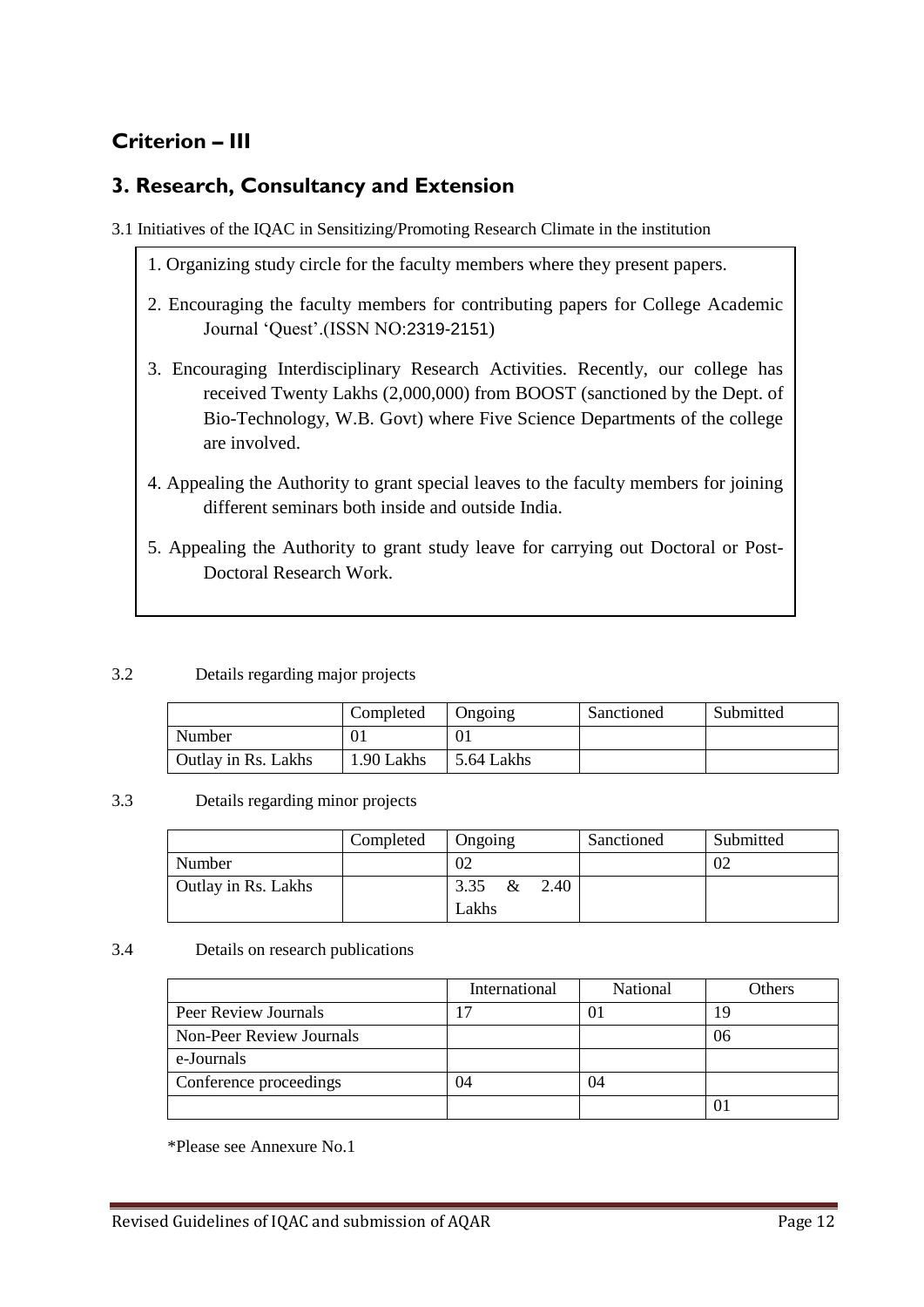## Criterion – III

## 3. Research, Consultancy and Extension

3.1 Initiatives of the IQAC in Sensitizing/Promoting Research Climate in the institution

1. Organizing study circle for the faculty members where they present papers.
2. Encouraging the faculty members for contributing papers for College Academic Journal 'Quest'.(ISSN NO:2319-2151)
3. Encouraging Interdisciplinary Research Activities. Recently, our college has received Twenty Lakhs (2,000,000) from BOOST (sanctioned by the Dept. of Bio-Technology, W.B. Govt) where Five Science Departments of the college are involved.
4. Appealing the Authority to grant special leaves to the faculty members for joining different seminars both inside and outside India.
5. Appealing the Authority to grant study leave for carrying out Doctoral or Post-Doctoral Research Work.

3.2 Details regarding major projects

| | Completed | Ongoing | Sanctioned | Submitted |
|---|---|---|---|---|
| Number | 01 | 01 | | |
| Outlay in Rs. Lakhs | 1.90 Lakhs | 5.64 Lakhs | | |

3.3 Details regarding minor projects

| | Completed | Ongoing | Sanctioned | Submitted |
|---|---|---|---|---|
| Number | | 02 | | 02 |
| Outlay in Rs. Lakhs | | 3.35 & 2.40 Lakhs | | |

3.4 Details on research publications

| | International | National | Others |
|---|---|---|---|
| Peer Review Journals | 17 | 01 | 19 |
| Non-Peer Review Journals | | | 06 |
| e-Journals | | | |
| Conference proceedings | 04 | 04 | |
| | | | 01 |

*Please see Annexure No.1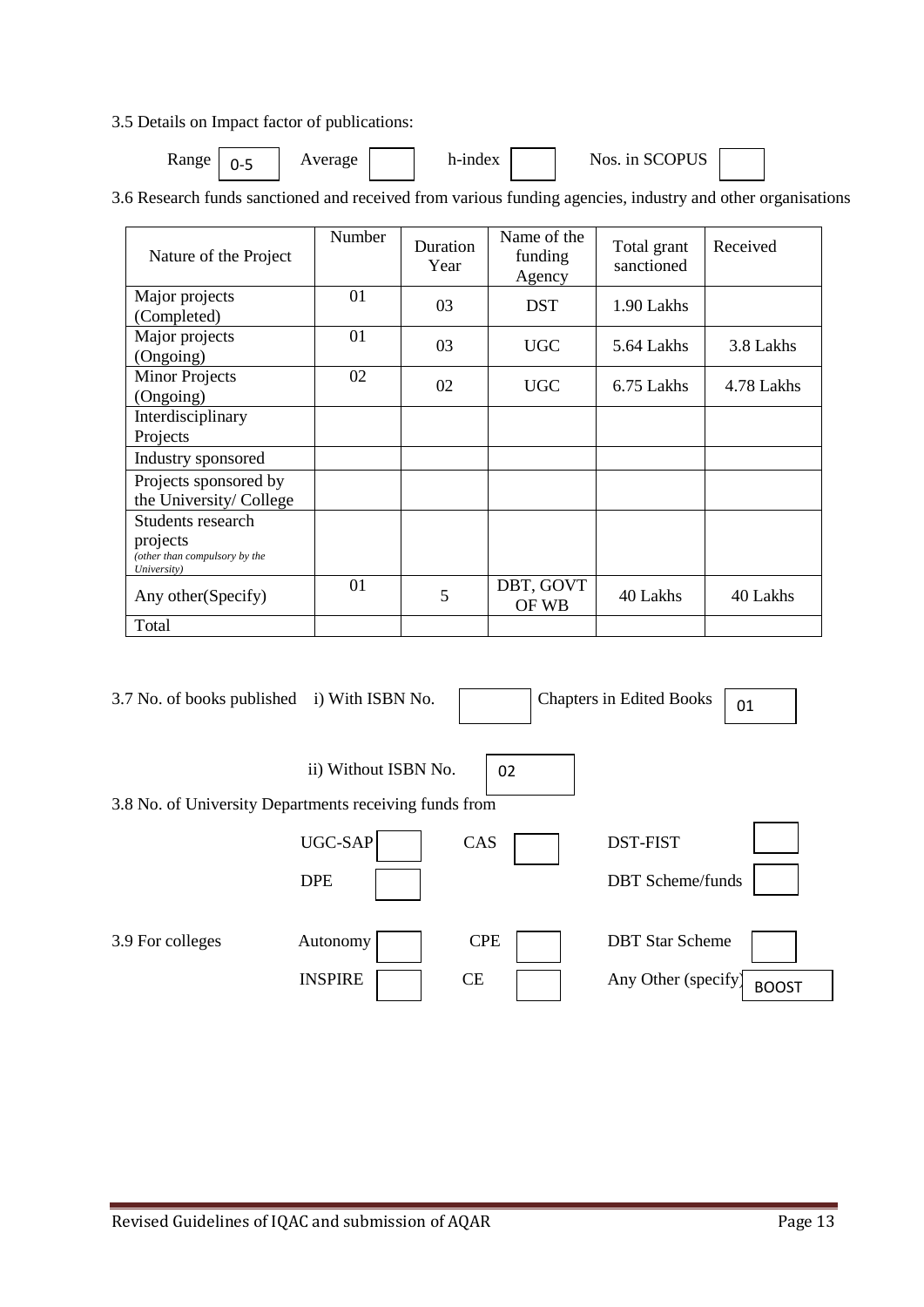3.5 Details on Impact factor of publications:

Range 0-5 Average h-index Nos. in SCOPUS

3.6 Research funds sanctioned and received from various funding agencies, industry and other organisations

| Nature of the Project | Number | Duration Year | Name of the funding Agency | Total grant sanctioned | Received |
|---|---|---|---|---|---|
| Major projects (Completed) | 01 | 03 | DST | 1.90 Lakhs | |
| Major projects (Ongoing) | 01 | 03 | UGC | 5.64 Lakhs | 3.8 Lakhs |
| Minor Projects (Ongoing) | 02 | 02 | UGC | 6.75 Lakhs | 4.78 Lakhs |
| Interdisciplinary Projects | | | | | |
| Industry sponsored | | | | | |
| Projects sponsored by the University/ College | | | | | |
| Students research projects *(other than compulsory by the University)* | | | | | |
| Any other(Specify) | 01 | 5 | DBT, GOVT OF WB | 40 Lakhs | 40 Lakhs |
| Total | | | | | |

3.7 No. of books published i) With ISBN No. Chapters in Edited Books 01

ii) Without ISBN No. 02

3.8 No. of University Departments receiving funds from

UGC-SAP CAS DST-FIST

DPE DBT Scheme/funds

3.9 For colleges Autonomy CPE DBT Star Scheme

INSPIRE CE Any Other (specify) BOOST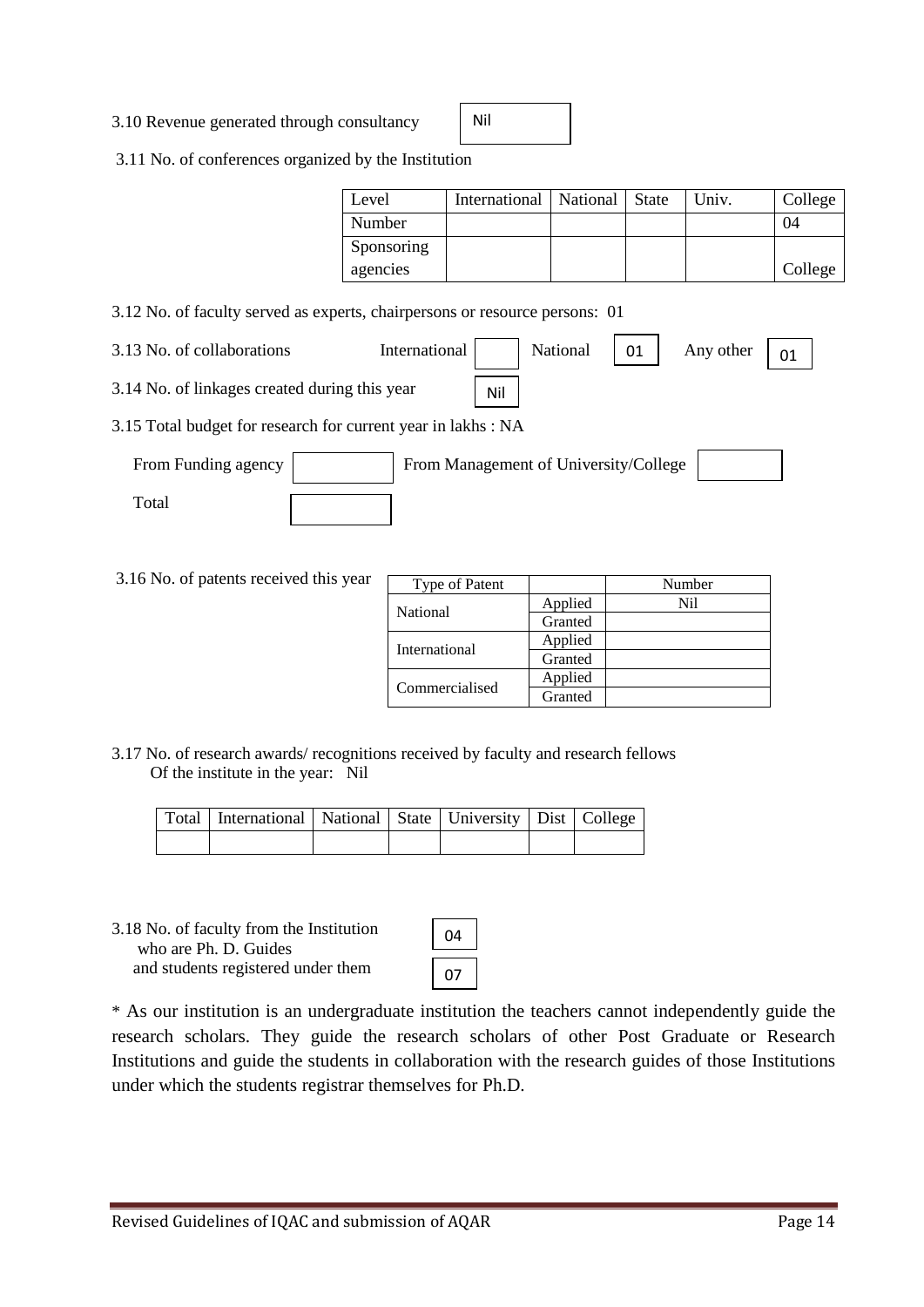3.10 Revenue generated through consultancy | Nil |

3.11 No. of conferences organized by the Institution

| Level | International | National | State | Univ. | College |
|---|---|---|---|---|---|
| Number | | | | | 04 |
| Sponsoring agencies | | | | | College |

3.12 No. of faculty served as experts, chairpersons or resource persons: 01

3.13 No. of collaborations International | | National | 01 | Any other | 01 |

3.14 No. of linkages created during this year | Nil |

3.15 Total budget for research for current year in lakhs : NA

From Funding agency | | From Management of University/College | |

Total | |

3.16 No. of patents received this year

| Type of Patent | | Number |
|---|---|---|
| National | Applied | Nil |
| | Granted | |
| International | Applied | |
| | Granted | |
| Commercialised | Applied | |
| | Granted | |

3.17 No. of research awards/ recognitions received by faculty and research fellows Of the institute in the year: Nil

| Total | International | National | State | University | Dist | College |
|---|---|---|---|---|---|---|
| | | | | | | |

3.18 No. of faculty from the Institution who are Ph. D. Guides | 04 |
and students registered under them | 07 |

\* As our institution is an undergraduate institution the teachers cannot independently guide the research scholars. They guide the research scholars of other Post Graduate or Research Institutions and guide the students in collaboration with the research guides of those Institutions under which the students registrar themselves for Ph.D.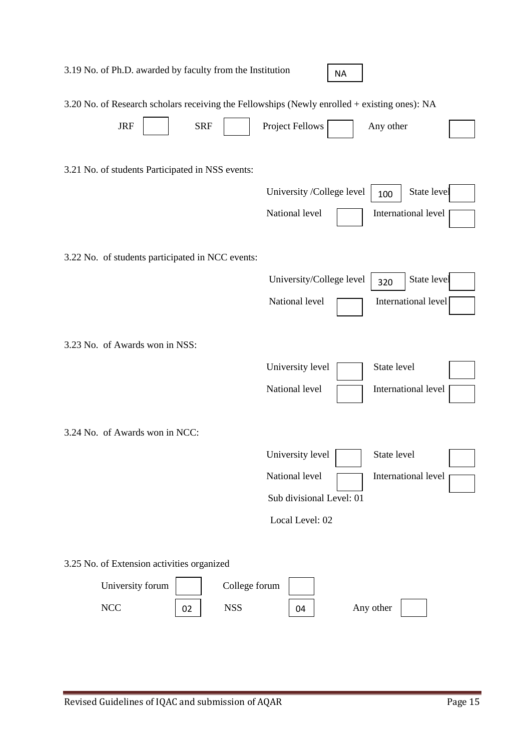3.19 No. of Ph.D. awarded by faculty from the Institution: NA

3.20 No. of Research scholars receiving the Fellowships (Newly enrolled + existing ones): NA

| JRF | SRF | Project Fellows | Any other |
|---|---|---|---|
| | | | |

3.21 No. of students Participated in NSS events:

| | | | |
|---|---|---|---|
| University /College level | 100 | State level | |
| National level | | International level | |

3.22 No. of students participated in NCC events:

| | | | |
|---|---|---|---|
| University/College level | 320 | State level | |
| National level | | International level | |

3.23 No. of Awards won in NSS:

| | | | |
|---|---|---|---|
| University level | | State level | |
| National level | | International level | |

3.24 No. of Awards won in NCC:

| | | | |
|---|---|---|---|
| University level | | State level | |
| National level | | International level | |

Sub divisional Level: 01

Local Level: 02

3.25 No. of Extension activities organized

| | | | | | |
|---|---|---|---|---|---|
| University forum | | College forum | | | |
| NCC | 02 | NSS | 04 | Any other | |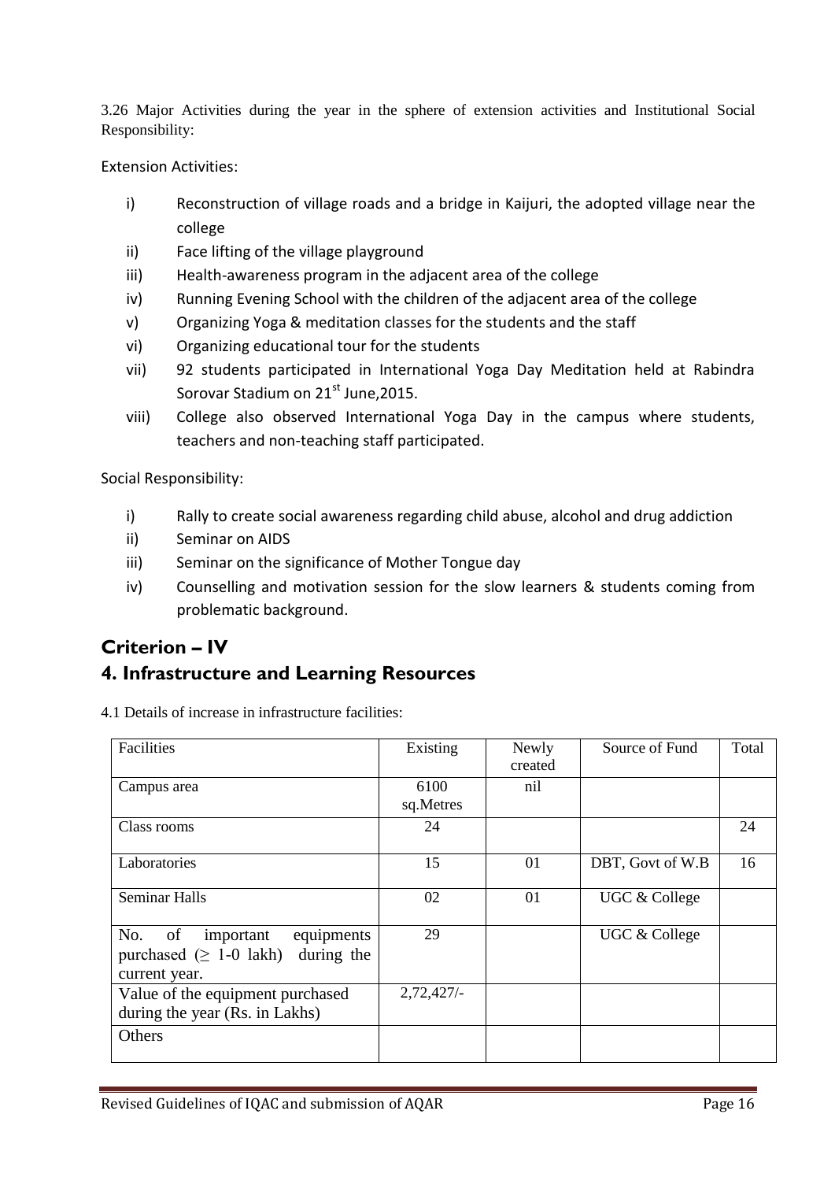3.26 Major Activities during the year in the sphere of extension activities and Institutional Social Responsibility:

Extension Activities:

- i) Reconstruction of village roads and a bridge in Kaijuri, the adopted village near the college
- ii) Face lifting of the village playground
- iii) Health-awareness program in the adjacent area of the college
- iv) Running Evening School with the children of the adjacent area of the college
- v) Organizing Yoga & meditation classes for the students and the staff
- vi) Organizing educational tour for the students
- vii) 92 students participated in International Yoga Day Meditation held at Rabindra Sorovar Stadium on 21st June,2015.
- viii) College also observed International Yoga Day in the campus where students, teachers and non-teaching staff participated.

Social Responsibility:

- i) Rally to create social awareness regarding child abuse, alcohol and drug addiction
- ii) Seminar on AIDS
- iii) Seminar on the significance of Mother Tongue day
- iv) Counselling and motivation session for the slow learners & students coming from problematic background.

## Criterion – IV

## 4. Infrastructure and Learning Resources

4.1 Details of increase in infrastructure facilities:

| Facilities | Existing | Newly created | Source of Fund | Total |
|---|---|---|---|---|
| Campus area | 6100 sq.Metres | nil | | |
| Class rooms | 24 | | | 24 |
| Laboratories | 15 | 01 | DBT, Govt of W.B | 16 |
| Seminar Halls | 02 | 01 | UGC & College | |
| No. of important equipments purchased (≥ 1-0 lakh) during the current year. | 29 | | UGC & College | |
| Value of the equipment purchased during the year (Rs. in Lakhs) | 2,72,427/- | | | |
| Others | | | | |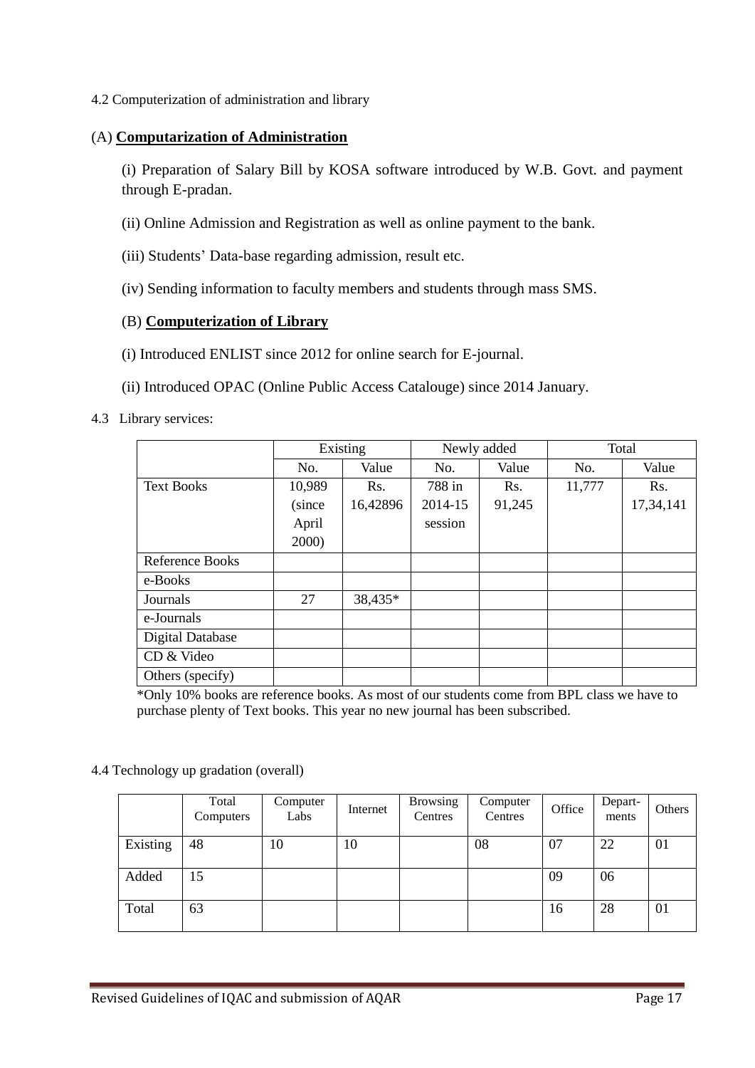4.2 Computerization of administration and library

(A) **Computarization of Administration**

(i) Preparation of Salary Bill by KOSA software introduced by W.B. Govt. and payment through E-pradan.

(ii) Online Admission and Registration as well as online payment to the bank.

(iii) Students' Data-base regarding admission, result etc.

(iv) Sending information to faculty members and students through mass SMS.

(B) **Computerization of Library**

(i) Introduced ENLIST since 2012 for online search for E-journal.

(ii) Introduced OPAC (Online Public Access Catalouge) since 2014 January.

4.3 Library services:

| | Existing | | Newly added | | Total | |
|---|---|---|---|---|---|---|
| | No. | Value | No. | Value | No. | Value |
| Text Books | 10,989 (since April 2000) | Rs. 16,42896 | 788 in 2014-15 session | Rs. 91,245 | 11,777 | Rs. 17,34,141 |
| Reference Books | | | | | | |
| e-Books | | | | | | |
| Journals | 27 | 38,435* | | | | |
| e-Journals | | | | | | |
| Digital Database | | | | | | |
| CD & Video | | | | | | |
| Others (specify) | | | | | | |

*Only 10% books are reference books. As most of our students come from BPL class we have to purchase plenty of Text books. This year no new journal has been subscribed.

4.4 Technology up gradation (overall)

| | Total Computers | Computer Labs | Internet | Browsing Centres | Computer Centres | Office | Depart-ments | Others |
|---|---|---|---|---|---|---|---|---|
| Existing | 48 | 10 | 10 | | 08 | 07 | 22 | 01 |
| Added | 15 | | | | | 09 | 06 | |
| Total | 63 | | | | | 16 | 28 | 01 |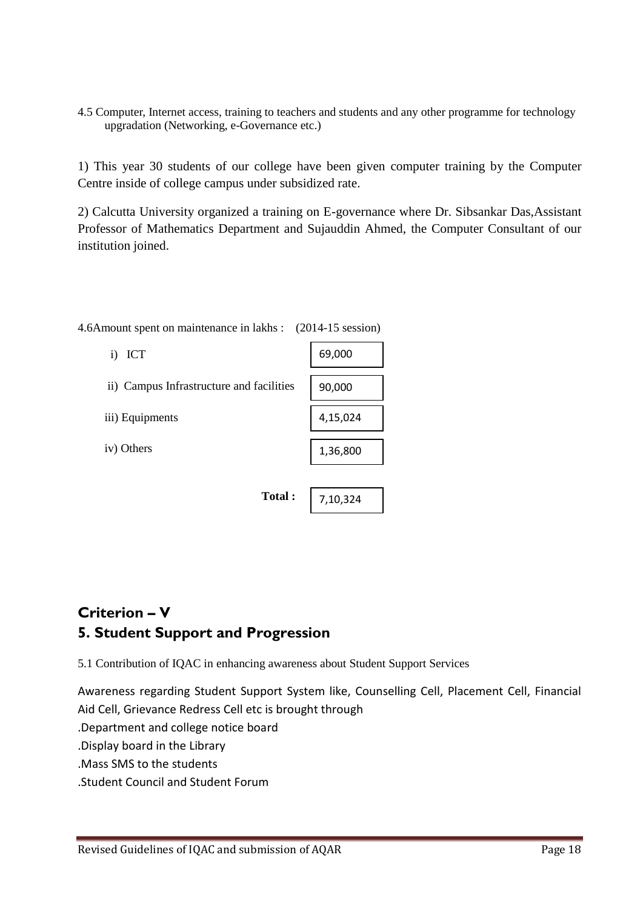4.5 Computer, Internet access, training to teachers and students and any other programme for technology upgradation (Networking, e-Governance etc.)

1) This year 30 students of our college have been given computer training by the Computer Centre inside of college campus under subsidized rate.

2) Calcutta University organized a training on E-governance where Dr. Sibsankar Das,Assistant Professor of Mathematics Department and Sujauddin Ahmed, the Computer Consultant of our institution joined.

4.6Amount spent on maintenance in lakhs : (2014-15 session)

| Item | Amount |
|---|---|
| i) ICT | 69,000 |
| ii) Campus Infrastructure and facilities | 90,000 |
| iii) Equipments | 4,15,024 |
| iv) Others | 1,36,800 |
| **Total :** | 7,10,324 |

## Criterion – V

## 5. Student Support and Progression

5.1 Contribution of IQAC in enhancing awareness about Student Support Services

Awareness regarding Student Support System like, Counselling Cell, Placement Cell, Financial Aid Cell, Grievance Redress Cell etc is brought through

.Department and college notice board

.Display board in the Library

.Mass SMS to the students

.Student Council and Student Forum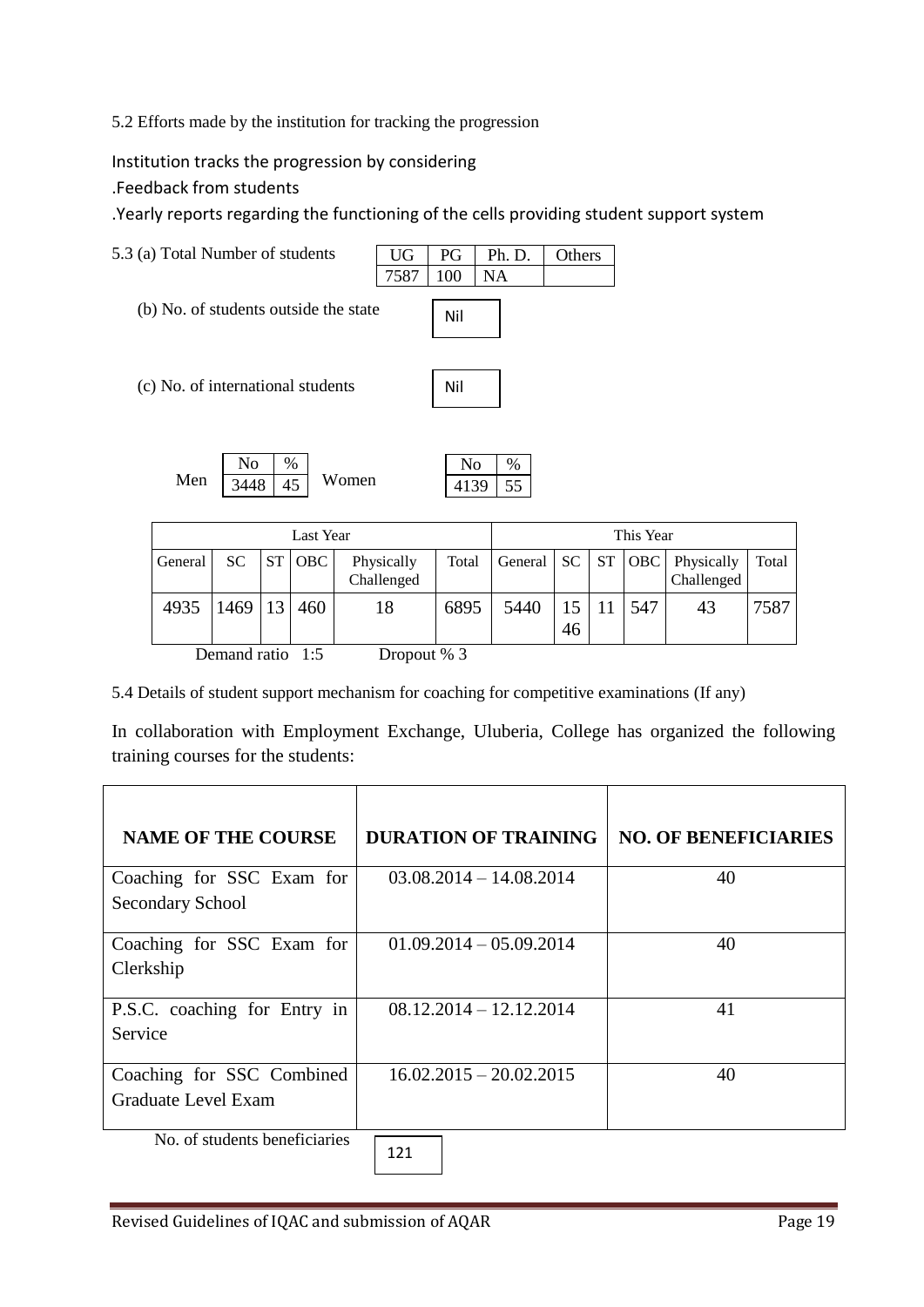5.2 Efforts made by the institution for tracking the progression

Institution tracks the progression by considering

.Feedback from students

.Yearly reports regarding the functioning of the cells providing student support system

5.3 (a) Total Number of students

| UG | PG | Ph. D. | Others |
|---|---|---|---|
| 7587 | 100 | NA | |

(b) No. of students outside the state: Nil

(c) No. of international students: Nil

| | No | % |
|---|---|---|
| Men | 3448 | 45 |
| Women | 4139 | 55 |

| Last Year | | | | | | This Year | | | | | |
|---|---|---|---|---|---|---|---|---|---|---|---|
| General | SC | ST | OBC | Physically Challenged | Total | General | SC | ST | OBC | Physically Challenged | Total |
| 4935 | 1469 | 13 | 460 | 18 | 6895 | 5440 | 1546 | 11 | 547 | 43 | 7587 |

Demand ratio 1:5 Dropout % 3

5.4 Details of student support mechanism for coaching for competitive examinations (If any)

In collaboration with Employment Exchange, Uluberia, College has organized the following training courses for the students:

| NAME OF THE COURSE | DURATION OF TRAINING | NO. OF BENEFICIARIES |
|---|---|---|
| Coaching for SSC Exam for Secondary School | 03.08.2014 – 14.08.2014 | 40 |
| Coaching for SSC Exam for Clerkship | 01.09.2014 – 05.09.2014 | 40 |
| P.S.C. coaching for Entry in Service | 08.12.2014 – 12.12.2014 | 41 |
| Coaching for SSC Combined Graduate Level Exam | 16.02.2015 – 20.02.2015 | 40 |

No. of students beneficiaries: 121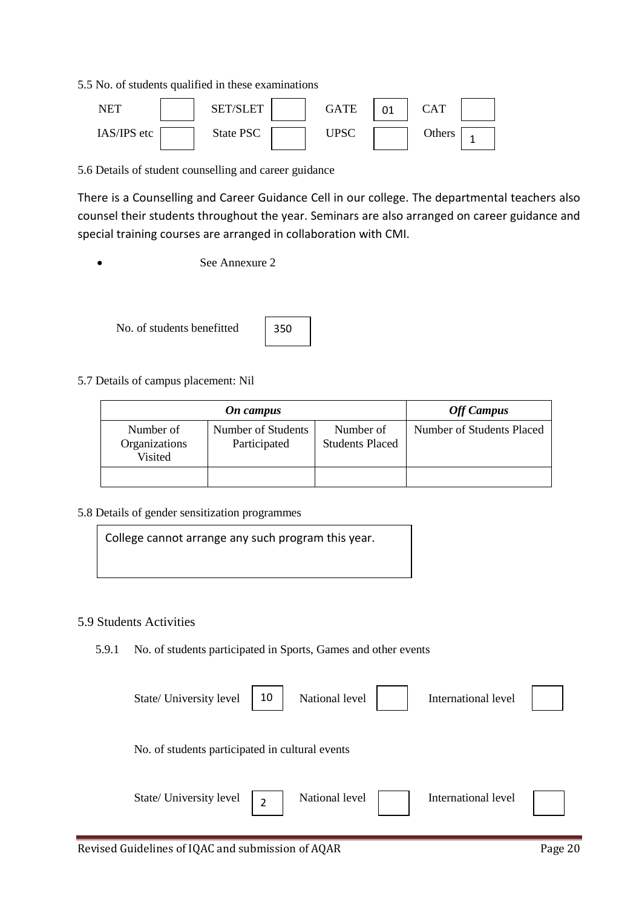5.5 No. of students qualified in these examinations

| NET | | SET/SLET | | GATE | 01 | CAT | |
|---|---|---|---|---|---|---|---|
| IAS/IPS etc | | State PSC | | UPSC | | Others | 1 |

5.6 Details of student counselling and career guidance

There is a Counselling and Career Guidance Cell in our college. The departmental teachers also counsel their students throughout the year. Seminars are also arranged on career guidance and special training courses are arranged in collaboration with CMI.

- See Annexure 2

No. of students benefitted: 350

5.7 Details of campus placement: Nil

| *On campus* | | | *Off Campus* |
|---|---|---|---|
| Number of Organizations Visited | Number of Students Participated | Number of Students Placed | Number of Students Placed |
| | | | |

5.8 Details of gender sensitization programmes

College cannot arrange any such program this year.

5.9 Students Activities

5.9.1 No. of students participated in Sports, Games and other events

| State/ University level | 10 | National level | | International level | |
|---|---|---|---|---|---|

No. of students participated in cultural events

| State/ University level | 2 | National level | | International level | |
|---|---|---|---|---|---|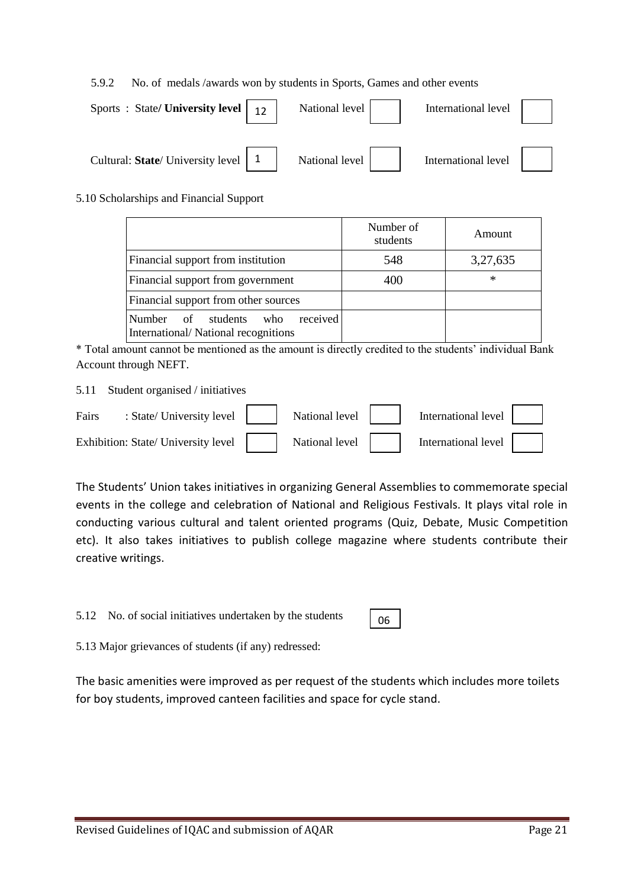5.9.2 No. of medals /awards won by students in Sports, Games and other events

| | | | | | |
|---|---|---|---|---|---|
| Sports : State/ **University level** | 12 | National level | | International level | |
| Cultural: **State**/ University level | 1 | National level | | International level | |

5.10 Scholarships and Financial Support

| | Number of students | Amount |
|---|---|---|
| Financial support from institution | 548 | 3,27,635 |
| Financial support from government | 400 | * |
| Financial support from other sources | | |
| Number of students who received International/ National recognitions | | |

* Total amount cannot be mentioned as the amount is directly credited to the students' individual Bank Account through NEFT.

5.11 Student organised / initiatives

| | | | | | |
|---|---|---|---|---|---|
| Fairs : State/ University level | | National level | | International level | |
| Exhibition: State/ University level | | National level | | International level | |

The Students' Union takes initiatives in organizing General Assemblies to commemorate special events in the college and celebration of National and Religious Festivals. It plays vital role in conducting various cultural and talent oriented programs (Quiz, Debate, Music Competition etc). It also takes initiatives to publish college magazine where students contribute their creative writings.

5.12 No. of social initiatives undertaken by the students: 06

5.13 Major grievances of students (if any) redressed:

The basic amenities were improved as per request of the students which includes more toilets for boy students, improved canteen facilities and space for cycle stand.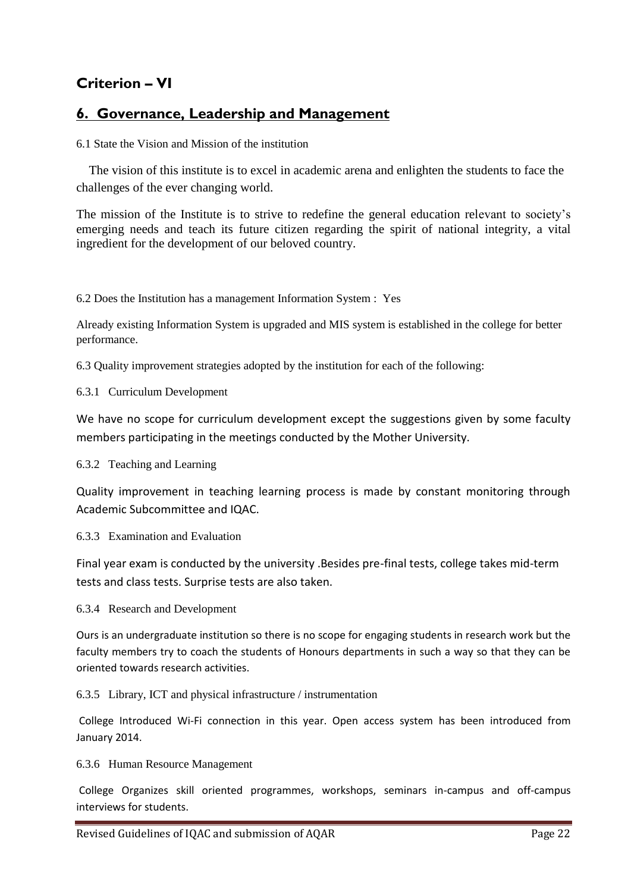## Criterion – VI

## 6. Governance, Leadership and Management

6.1 State the Vision and Mission of the institution

The vision of this institute is to excel in academic arena and enlighten the students to face the challenges of the ever changing world.

The mission of the Institute is to strive to redefine the general education relevant to society's emerging needs and teach its future citizen regarding the spirit of national integrity, a vital ingredient for the development of our beloved country.

6.2 Does the Institution has a management Information System : Yes

Already existing Information System is upgraded and MIS system is established in the college for better performance.

6.3 Quality improvement strategies adopted by the institution for each of the following:

6.3.1 Curriculum Development

We have no scope for curriculum development except the suggestions given by some faculty members participating in the meetings conducted by the Mother University.

6.3.2 Teaching and Learning

Quality improvement in teaching learning process is made by constant monitoring through Academic Subcommittee and IQAC.

6.3.3 Examination and Evaluation

Final year exam is conducted by the university .Besides pre-final tests, college takes mid-term tests and class tests. Surprise tests are also taken.

6.3.4 Research and Development

Ours is an undergraduate institution so there is no scope for engaging students in research work but the faculty members try to coach the students of Honours departments in such a way so that they can be oriented towards research activities.

6.3.5 Library, ICT and physical infrastructure / instrumentation

College Introduced Wi-Fi connection in this year. Open access system has been introduced from January 2014.

6.3.6 Human Resource Management

College Organizes skill oriented programmes, workshops, seminars in-campus and off-campus interviews for students.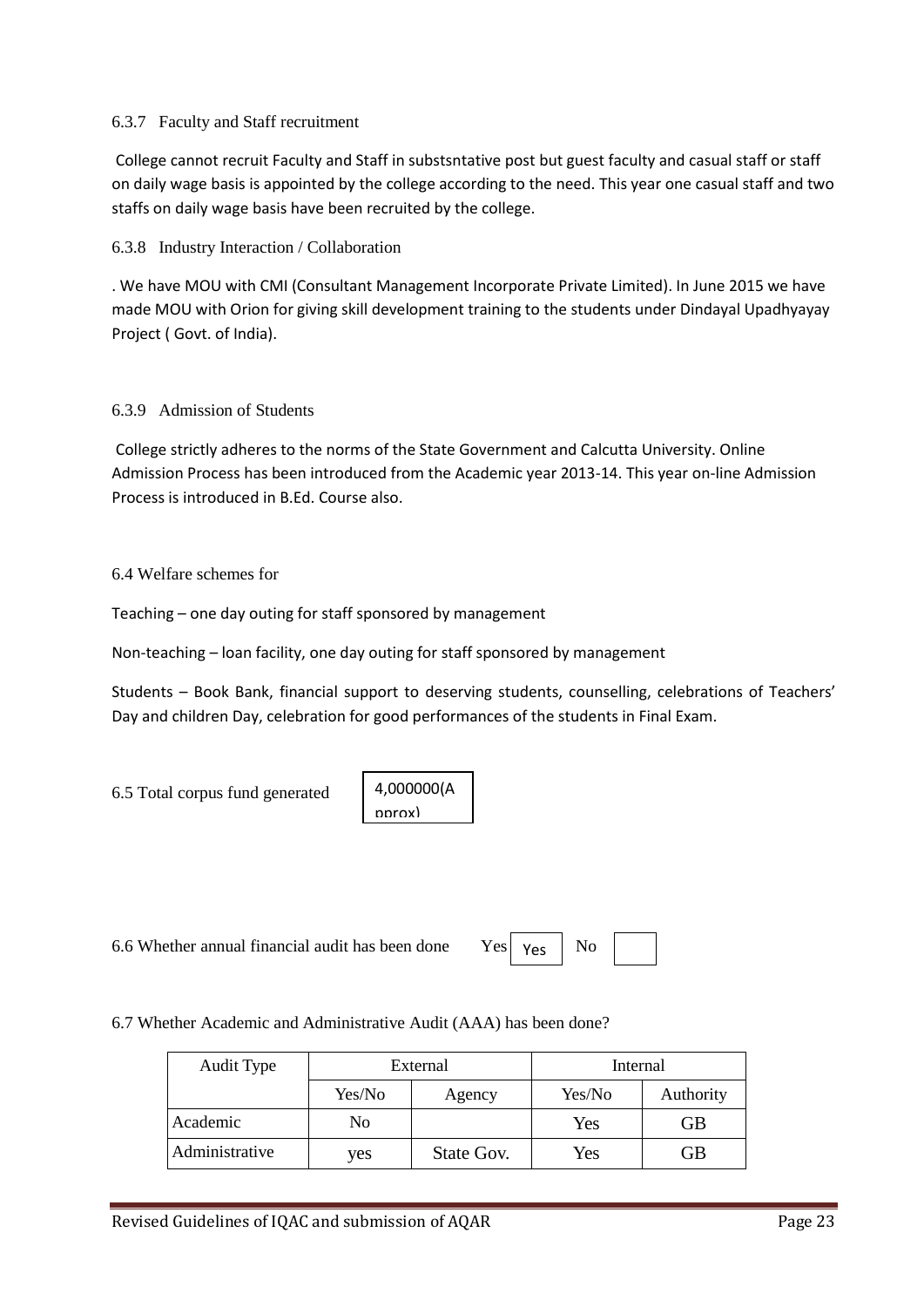6.3.7 Faculty and Staff recruitment

College cannot recruit Faculty and Staff in substsntative post but guest faculty and casual staff or staff on daily wage basis is appointed by the college according to the need. This year one casual staff and two staffs on daily wage basis have been recruited by the college.

6.3.8 Industry Interaction / Collaboration

. We have MOU with CMI (Consultant Management Incorporate Private Limited). In June 2015 we have made MOU with Orion for giving skill development training to the students under Dindayal Upadhyayay Project ( Govt. of India).

6.3.9 Admission of Students

College strictly adheres to the norms of the State Government and Calcutta University. Online Admission Process has been introduced from the Academic year 2013-14. This year on-line Admission Process is introduced in B.Ed. Course also.

6.4 Welfare schemes for

Teaching – one day outing for staff sponsored by management

Non-teaching – loan facility, one day outing for staff sponsored by management

Students – Book Bank, financial support to deserving students, counselling, celebrations of Teachers' Day and children Day, celebration for good performances of the students in Final Exam.

6.5 Total corpus fund generated: 4,000000(Approx)

6.6 Whether annual financial audit has been done Yes: Yes No: 

6.7 Whether Academic and Administrative Audit (AAA) has been done?

| Audit Type | External | | Internal | |
|---|---|---|---|---|
| | Yes/No | Agency | Yes/No | Authority |
| Academic | No | | Yes | GB |
| Administrative | yes | State Gov. | Yes | GB |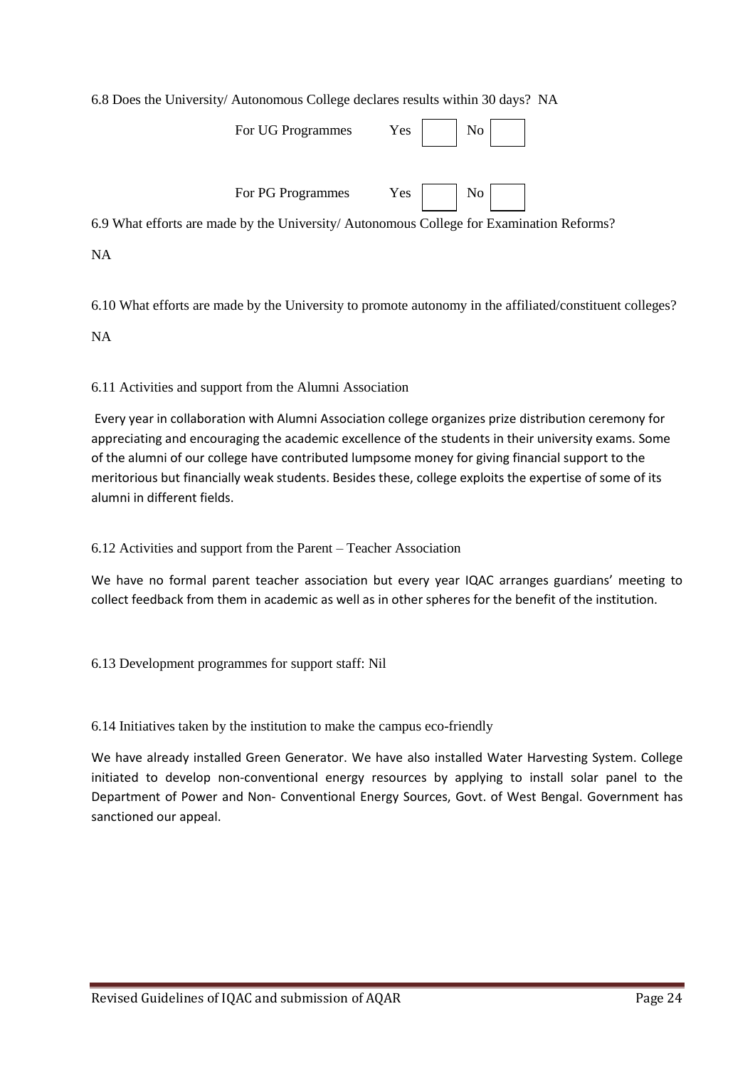6.8 Does the University/ Autonomous College declares results within 30 days? NA

| | Yes | | No | |
|---|---|---|---|---|
| For UG Programmes | Yes | | No | |
| For PG Programmes | Yes | | No | |

6.9 What efforts are made by the University/ Autonomous College for Examination Reforms?

NA

6.10 What efforts are made by the University to promote autonomy in the affiliated/constituent colleges?

NA

6.11 Activities and support from the Alumni Association

Every year in collaboration with Alumni Association college organizes prize distribution ceremony for appreciating and encouraging the academic excellence of the students in their university exams. Some of the alumni of our college have contributed lumpsome money for giving financial support to the meritorious but financially weak students. Besides these, college exploits the expertise of some of its alumni in different fields.

6.12 Activities and support from the Parent – Teacher Association

We have no formal parent teacher association but every year IQAC arranges guardians' meeting to collect feedback from them in academic as well as in other spheres for the benefit of the institution.

6.13 Development programmes for support staff: Nil

6.14 Initiatives taken by the institution to make the campus eco-friendly

We have already installed Green Generator. We have also installed Water Harvesting System. College initiated to develop non-conventional energy resources by applying to install solar panel to the Department of Power and Non- Conventional Energy Sources, Govt. of West Bengal. Government has sanctioned our appeal.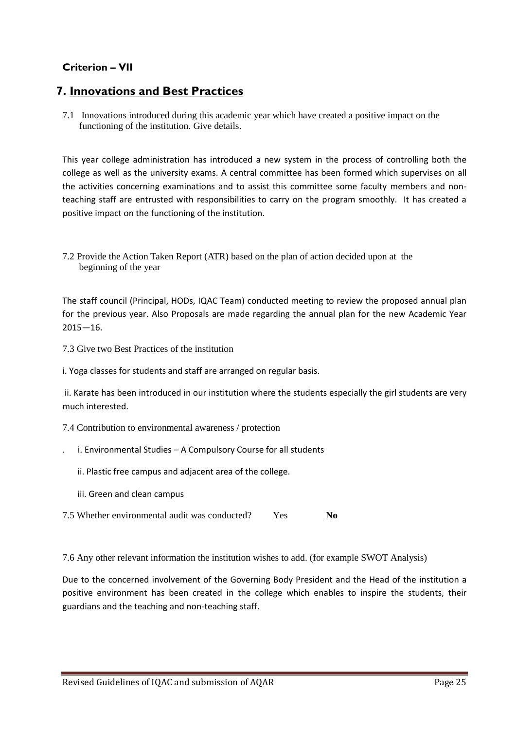**Criterion – VII**

# 7. Innovations and Best Practices

7.1 Innovations introduced during this academic year which have created a positive impact on the functioning of the institution. Give details.

This year college administration has introduced a new system in the process of controlling both the college as well as the university exams. A central committee has been formed which supervises on all the activities concerning examinations and to assist this committee some faculty members and non-teaching staff are entrusted with responsibilities to carry on the program smoothly. It has created a positive impact on the functioning of the institution.

7.2 Provide the Action Taken Report (ATR) based on the plan of action decided upon at the beginning of the year

The staff council (Principal, HODs, IQAC Team) conducted meeting to review the proposed annual plan for the previous year. Also Proposals are made regarding the annual plan for the new Academic Year 2015—16.

7.3 Give two Best Practices of the institution

i. Yoga classes for students and staff are arranged on regular basis.

ii. Karate has been introduced in our institution where the students especially the girl students are very much interested.

7.4 Contribution to environmental awareness / protection

. i. Environmental Studies – A Compulsory Course for all students

ii. Plastic free campus and adjacent area of the college.

iii. Green and clean campus

7.5 Whether environmental audit was conducted? Yes **No**

7.6 Any other relevant information the institution wishes to add. (for example SWOT Analysis)

Due to the concerned involvement of the Governing Body President and the Head of the institution a positive environment has been created in the college which enables to inspire the students, their guardians and the teaching and non-teaching staff.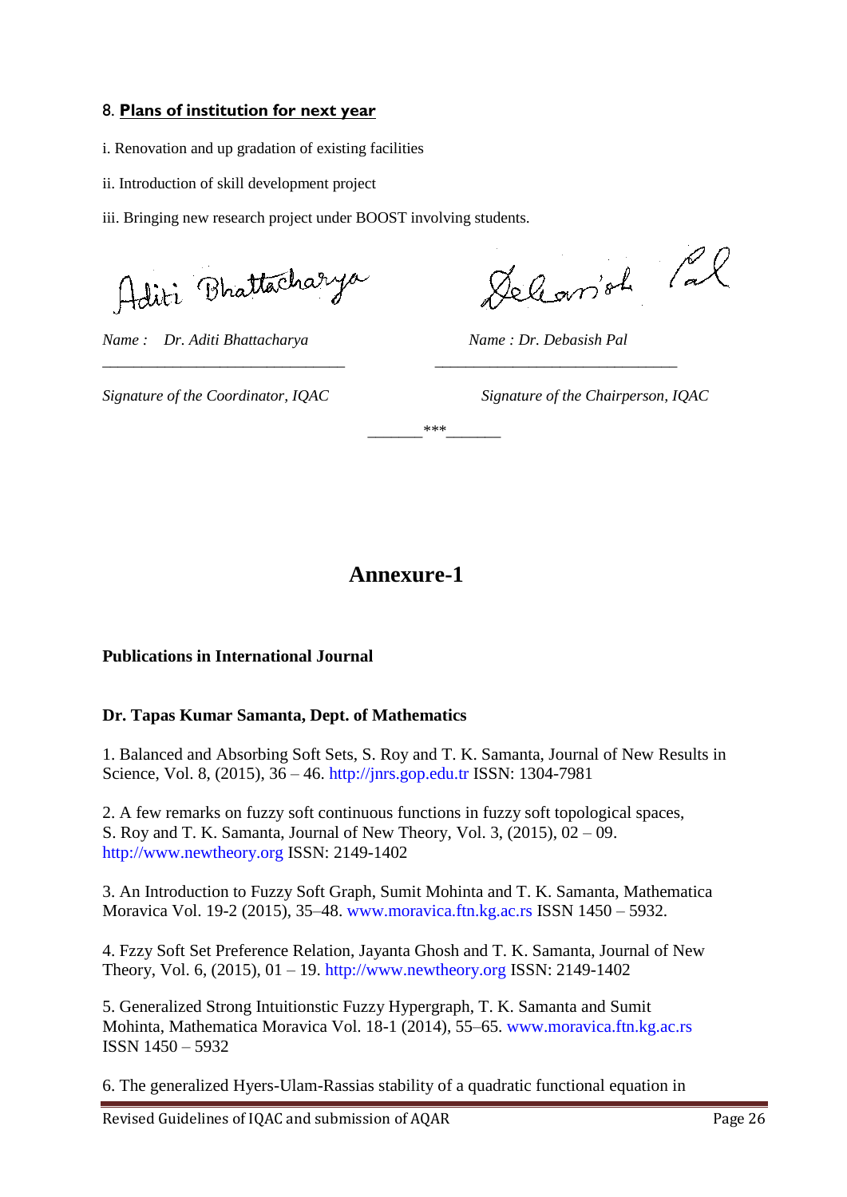### 8. Plans of institution for next year

i. Renovation and up gradation of existing facilities

ii. Introduction of skill development project

iii. Bringing new research project under BOOST involving students.

Aditi Bhattacharya

Debasish Pal

*Name : Dr. Aditi Bhattacharya*

*Signature of the Coordinator, IQAC*

*Name : Dr. Debasish Pal*

*Signature of the Chairperson, IQAC*

\_\_\_\_\_\_\_***\_\_\_\_\_\_\_

# Annexure-1

**Publications in International Journal**

**Dr. Tapas Kumar Samanta, Dept. of Mathematics**

1. Balanced and Absorbing Soft Sets, S. Roy and T. K. Samanta, Journal of New Results in Science, Vol. 8, (2015), 36 – 46. http://jnrs.gop.edu.tr ISSN: 1304-7981

2. A few remarks on fuzzy soft continuous functions in fuzzy soft topological spaces, S. Roy and T. K. Samanta, Journal of New Theory, Vol. 3, (2015), 02 – 09. http://www.newtheory.org ISSN: 2149-1402

3. An Introduction to Fuzzy Soft Graph, Sumit Mohinta and T. K. Samanta, Mathematica Moravica Vol. 19-2 (2015), 35–48. www.moravica.ftn.kg.ac.rs ISSN 1450 – 5932.

4. Fzzy Soft Set Preference Relation, Jayanta Ghosh and T. K. Samanta, Journal of New Theory, Vol. 6, (2015), 01 – 19. http://www.newtheory.org ISSN: 2149-1402

5. Generalized Strong Intuitionstic Fuzzy Hypergraph, T. K. Samanta and Sumit Mohinta, Mathematica Moravica Vol. 18-1 (2014), 55–65. www.moravica.ftn.kg.ac.rs ISSN 1450 – 5932

6. The generalized Hyers-Ulam-Rassias stability of a quadratic functional equation in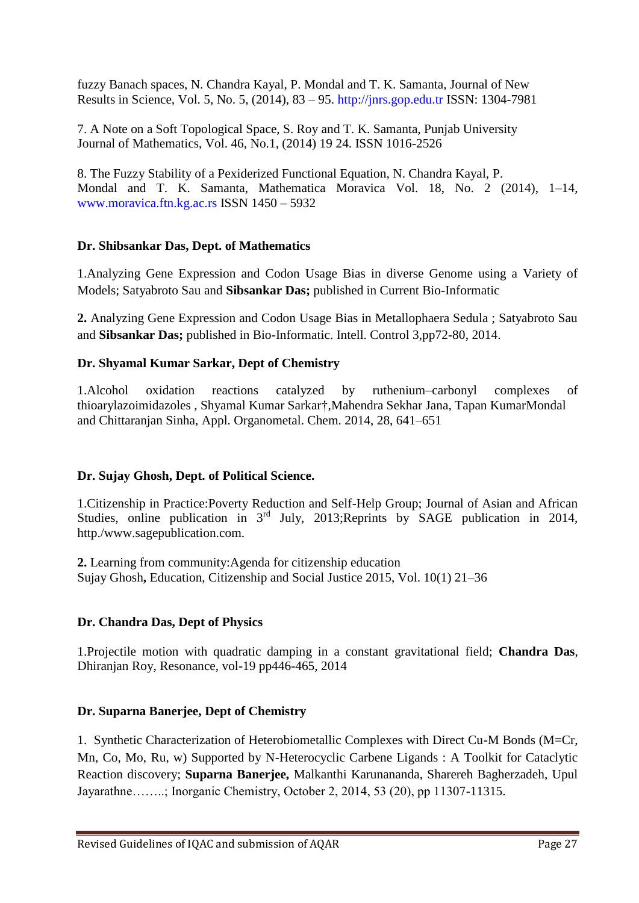fuzzy Banach spaces, N. Chandra Kayal, P. Mondal and T. K. Samanta, Journal of New Results in Science, Vol. 5, No. 5, (2014), 83 – 95. http://jnrs.gop.edu.tr ISSN: 1304-7981

7. A Note on a Soft Topological Space, S. Roy and T. K. Samanta, Punjab University Journal of Mathematics, Vol. 46, No.1, (2014) 19 24. ISSN 1016-2526

8. The Fuzzy Stability of a Pexiderized Functional Equation, N. Chandra Kayal, P. Mondal and T. K. Samanta, Mathematica Moravica Vol. 18, No. 2 (2014), 1–14, www.moravica.ftn.kg.ac.rs ISSN 1450 – 5932

**Dr. Shibsankar Das, Dept. of Mathematics**

1.Analyzing Gene Expression and Codon Usage Bias in diverse Genome using a Variety of Models; Satyabroto Sau and **Sibsankar Das;** published in Current Bio-Informatic

**2.** Analyzing Gene Expression and Codon Usage Bias in Metallophaera Sedula ; Satyabroto Sau and **Sibsankar Das;** published in Bio-Informatic. Intell. Control 3,pp72-80, 2014.

**Dr. Shyamal Kumar Sarkar, Dept of Chemistry**

1.Alcohol oxidation reactions catalyzed by ruthenium–carbonyl complexes of thioarylazoimidazoles , Shyamal Kumar Sarkar†,Mahendra Sekhar Jana, Tapan KumarMondal and Chittaranjan Sinha, Appl. Organometal. Chem. 2014, 28, 641–651

**Dr. Sujay Ghosh, Dept. of Political Science.**

1.Citizenship in Practice:Poverty Reduction and Self-Help Group; Journal of Asian and African Studies, online publication in 3rd July, 2013;Reprints by SAGE publication in 2014, http./www.sagepublication.com.

**2.** Learning from community:Agenda for citizenship education
Sujay Ghosh**,** Education, Citizenship and Social Justice 2015, Vol. 10(1) 21–36

**Dr. Chandra Das, Dept of Physics**

1.Projectile motion with quadratic damping in a constant gravitational field; **Chandra Das**, Dhiranjan Roy, Resonance, vol-19 pp446-465, 2014

**Dr. Suparna Banerjee, Dept of Chemistry**

1. Synthetic Characterization of Heterobiometallic Complexes with Direct Cu-M Bonds (M=Cr, Mn, Co, Mo, Ru, w) Supported by N-Heterocyclic Carbene Ligands : A Toolkit for Cataclytic Reaction discovery; **Suparna Banerjee,** Malkanthi Karunananda, Sharereh Bagherzadeh, Upul Jayarathne……..; Inorganic Chemistry, October 2, 2014, 53 (20), pp 11307-11315.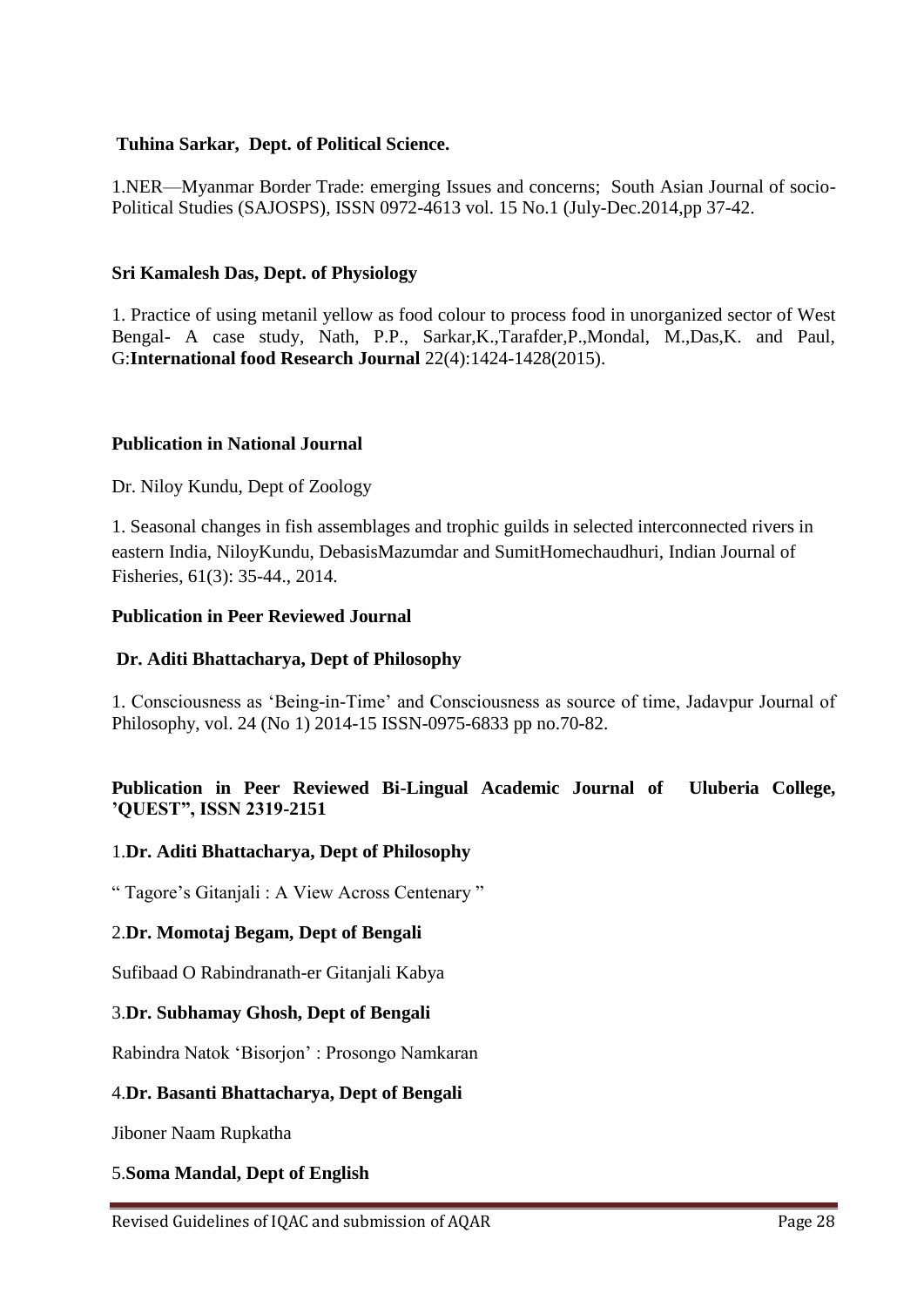**Tuhina Sarkar, Dept. of Political Science.**

1.NER—Myanmar Border Trade: emerging Issues and concerns; South Asian Journal of socio-Political Studies (SAJOSPS), ISSN 0972-4613 vol. 15 No.1 (July-Dec.2014,pp 37-42.

**Sri Kamalesh Das, Dept. of Physiology**

1. Practice of using metanil yellow as food colour to process food in unorganized sector of West Bengal- A case study, Nath, P.P., Sarkar,K.,Tarafder,P.,Mondal, M.,Das,K. and Paul, G:**International food Research Journal** 22(4):1424-1428(2015).

**Publication in National Journal**

Dr. Niloy Kundu, Dept of Zoology

1. Seasonal changes in fish assemblages and trophic guilds in selected interconnected rivers in eastern India, NiloyKundu, DebasisMazumdar and SumitHomechaudhuri, Indian Journal of Fisheries, 61(3): 35-44., 2014.

**Publication in Peer Reviewed Journal**

**Dr. Aditi Bhattacharya, Dept of Philosophy**

1. Consciousness as 'Being-in-Time' and Consciousness as source of time, Jadavpur Journal of Philosophy, vol. 24 (No 1) 2014-15 ISSN-0975-6833 pp no.70-82.

**Publication in Peer Reviewed Bi-Lingual Academic Journal of Uluberia College, 'QUEST", ISSN 2319-2151**

1.**Dr. Aditi Bhattacharya, Dept of Philosophy**

" Tagore's Gitanjali : A View Across Centenary "

2.**Dr. Momotaj Begam, Dept of Bengali**

Sufibaad O Rabindranath-er Gitanjali Kabya

3.**Dr. Subhamay Ghosh, Dept of Bengali**

Rabindra Natok 'Bisorjon' : Prosongo Namkaran

4.**Dr. Basanti Bhattacharya, Dept of Bengali**

Jiboner Naam Rupkatha

5.**Soma Mandal, Dept of English**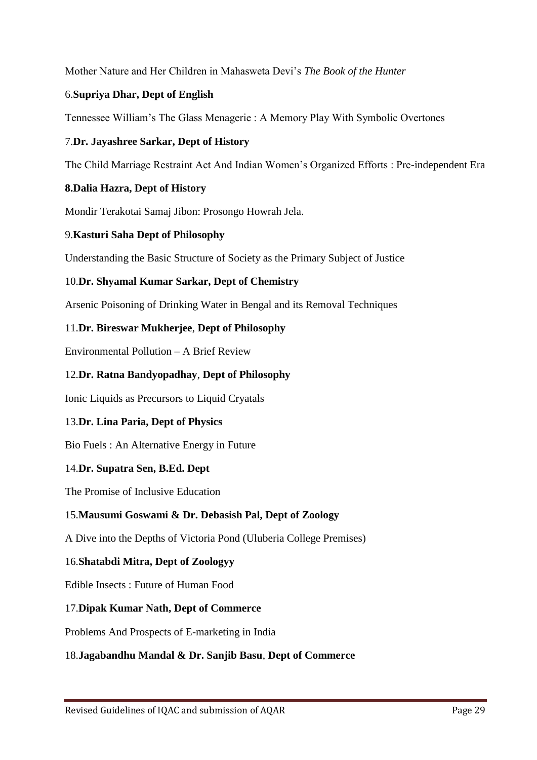Mother Nature and Her Children in Mahasweta Devi's *The Book of the Hunter*

6.**Supriya Dhar, Dept of English**

Tennessee William's The Glass Menagerie : A Memory Play With Symbolic Overtones

7.**Dr. Jayashree Sarkar, Dept of History**

The Child Marriage Restraint Act And Indian Women's Organized Efforts : Pre-independent Era

**8.Dalia Hazra, Dept of History**

Mondir Terakotai Samaj Jibon: Prosongo Howrah Jela.

9.**Kasturi Saha Dept of Philosophy**

Understanding the Basic Structure of Society as the Primary Subject of Justice

10.**Dr. Shyamal Kumar Sarkar, Dept of Chemistry**

Arsenic Poisoning of Drinking Water in Bengal and its Removal Techniques

11.**Dr. Bireswar Mukherjee**, **Dept of Philosophy**

Environmental Pollution – A Brief Review

12.**Dr. Ratna Bandyopadhay**, **Dept of Philosophy**

Ionic Liquids as Precursors to Liquid Cryatals

13.**Dr. Lina Paria, Dept of Physics**

Bio Fuels : An Alternative Energy in Future

14.**Dr. Supatra Sen, B.Ed. Dept**

The Promise of Inclusive Education

15.**Mausumi Goswami & Dr. Debasish Pal, Dept of Zoology**

A Dive into the Depths of Victoria Pond (Uluberia College Premises)

16.**Shatabdi Mitra, Dept of Zoologyy**

Edible Insects : Future of Human Food

17.**Dipak Kumar Nath, Dept of Commerce**

Problems And Prospects of E-marketing in India

18.**Jagabandhu Mandal & Dr. Sanjib Basu**, **Dept of Commerce**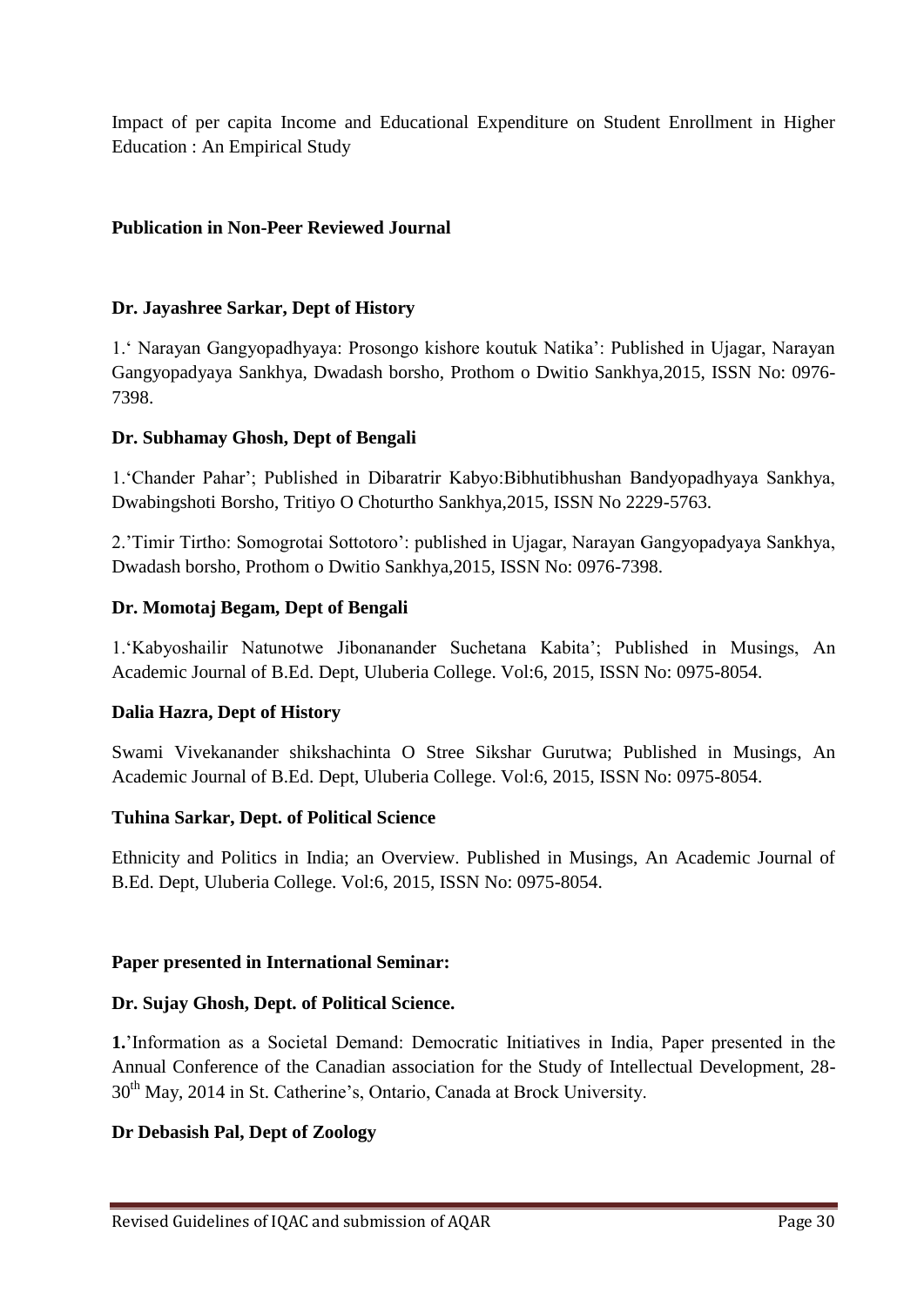Impact of per capita Income and Educational Expenditure on Student Enrollment in Higher Education : An Empirical Study

**Publication in Non-Peer Reviewed Journal**

**Dr. Jayashree Sarkar, Dept of History**

1.' Narayan Gangyopadhyaya: Prosongo kishore koutuk Natika': Published in Ujagar, Narayan Gangyopadyaya Sankhya, Dwadash borsho, Prothom o Dwitio Sankhya,2015, ISSN No: 0976-7398.

**Dr. Subhamay Ghosh, Dept of Bengali**

1.'Chander Pahar'; Published in Dibaratrir Kabyo:Bibhutibhushan Bandyopadhyaya Sankhya, Dwabingshoti Borsho, Tritiyo O Choturtho Sankhya,2015, ISSN No 2229-5763.

2.'Timir Tirtho: Somogrotai Sottotoro': published in Ujagar, Narayan Gangyopadyaya Sankhya, Dwadash borsho, Prothom o Dwitio Sankhya,2015, ISSN No: 0976-7398.

**Dr. Momotaj Begam, Dept of Bengali**

1.'Kabyoshailir Natunotwe Jibonanander Suchetana Kabita'; Published in Musings, An Academic Journal of B.Ed. Dept, Uluberia College. Vol:6, 2015, ISSN No: 0975-8054.

**Dalia Hazra, Dept of History**

Swami Vivekanander shikshachinta O Stree Sikshar Gurutwa; Published in Musings, An Academic Journal of B.Ed. Dept, Uluberia College. Vol:6, 2015, ISSN No: 0975-8054.

**Tuhina Sarkar, Dept. of Political Science**

Ethnicity and Politics in India; an Overview. Published in Musings, An Academic Journal of B.Ed. Dept, Uluberia College. Vol:6, 2015, ISSN No: 0975-8054.

**Paper presented in International Seminar:**

**Dr. Sujay Ghosh, Dept. of Political Science.**

**1.**'Information as a Societal Demand: Democratic Initiatives in India, Paper presented in the Annual Conference of the Canadian association for the Study of Intellectual Development, 28-30th May, 2014 in St. Catherine's, Ontario, Canada at Brock University.

**Dr Debasish Pal, Dept of Zoology**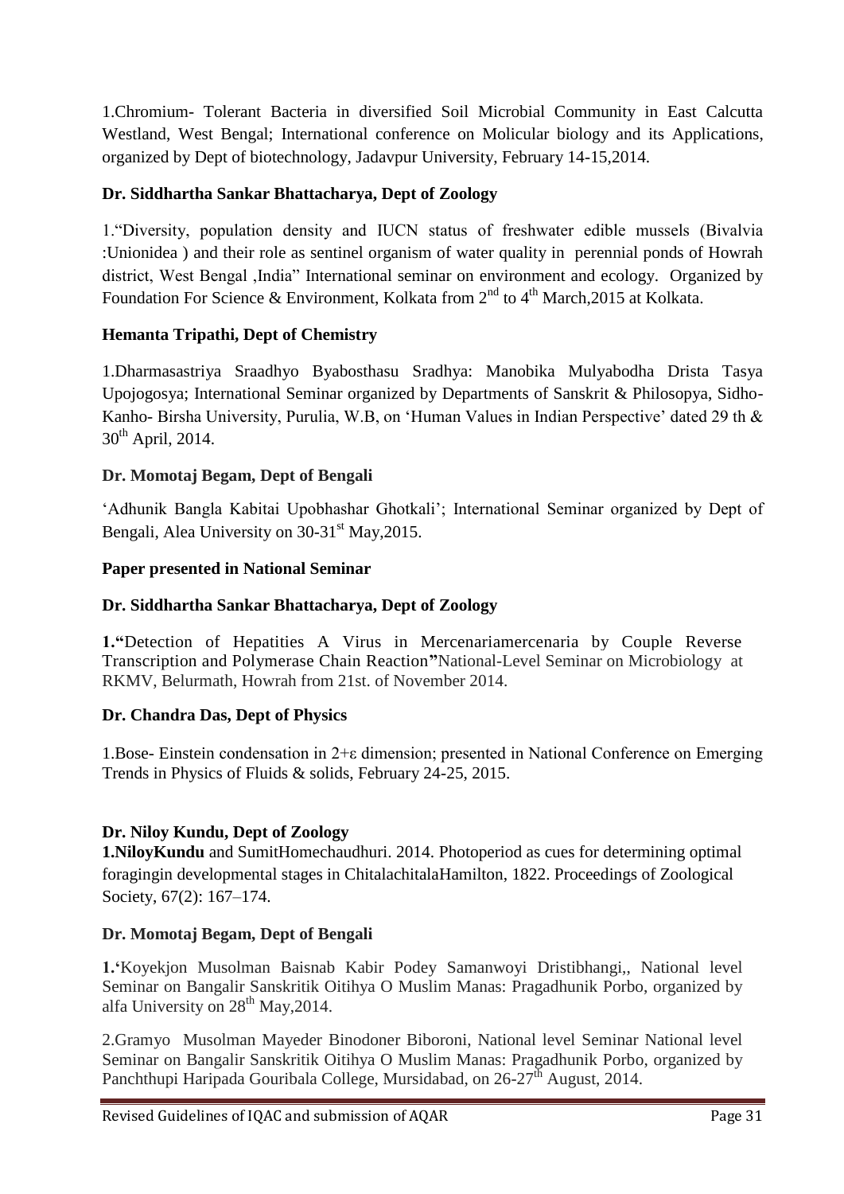1.Chromium- Tolerant Bacteria in diversified Soil Microbial Community in East Calcutta Westland, West Bengal; International conference on Molicular biology and its Applications, organized by Dept of biotechnology, Jadavpur University, February 14-15,2014.

**Dr. Siddhartha Sankar Bhattacharya, Dept of Zoology**

1."Diversity, population density and IUCN status of freshwater edible mussels (Bivalvia :Unionidea ) and their role as sentinel organism of water quality in perennial ponds of Howrah district, West Bengal ,India" International seminar on environment and ecology. Organized by Foundation For Science & Environment, Kolkata from 2nd to 4th March,2015 at Kolkata.

**Hemanta Tripathi, Dept of Chemistry**

1.Dharmasastriya Sraadhyo Byabosthasu Sradhya: Manobika Mulyabodha Drista Tasya Upojogosya; International Seminar organized by Departments of Sanskrit & Philosopya, Sidho-Kanho- Birsha University, Purulia, W.B, on 'Human Values in Indian Perspective' dated 29 th & 30th April, 2014.

**Dr. Momotaj Begam, Dept of Bengali**

'Adhunik Bangla Kabitai Upobhashar Ghotkali'; International Seminar organized by Dept of Bengali, Alea University on 30-31st May,2015.

**Paper presented in National Seminar**

**Dr. Siddhartha Sankar Bhattacharya, Dept of Zoology**

**1."**Detection of Hepatities A Virus in Mercenariamercenaria by Couple Reverse Transcription and Polymerase Chain Reaction**"**National-Level Seminar on Microbiology at RKMV, Belurmath, Howrah from 21st. of November 2014.

**Dr. Chandra Das, Dept of Physics**

1.Bose- Einstein condensation in 2+ε dimension; presented in National Conference on Emerging Trends in Physics of Fluids & solids, February 24-25, 2015.

**Dr. Niloy Kundu, Dept of Zoology**

**1.NiloyKundu** and SumitHomechaudhuri. 2014. Photoperiod as cues for determining optimal foragingin developmental stages in ChitalachitalaHamilton, 1822. Proceedings of Zoological Society, 67(2): 167–174.

**Dr. Momotaj Begam, Dept of Bengali**

**1.'**Koyekjon Musolman Baisnab Kabir Podey Samanwoyi Dristibhangi,, National level Seminar on Bangalir Sanskritik Oitihya O Muslim Manas: Pragadhunik Porbo, organized by alfa University on 28th May,2014.

2.Gramyo Musolman Mayeder Binodoner Biboroni, National level Seminar National level Seminar on Bangalir Sanskritik Oitihya O Muslim Manas: Pragadhunik Porbo, organized by Panchthupi Haripada Gouribala College, Mursidabad, on 26-27th August, 2014.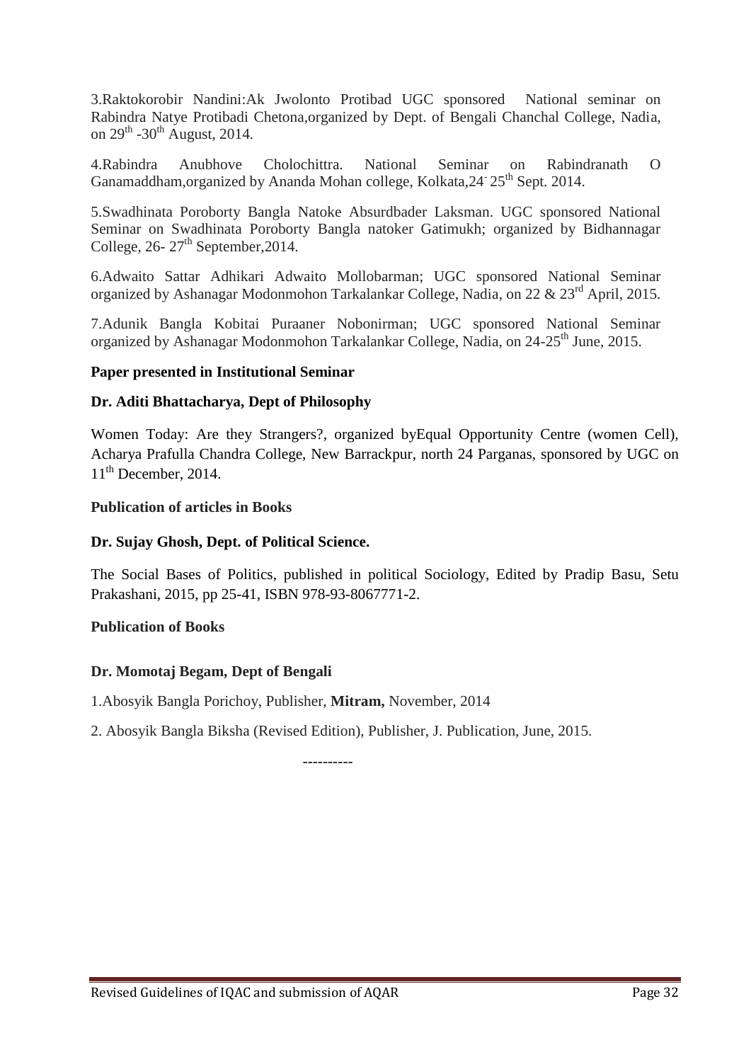3.Raktokorobir Nandini:Ak Jwolonto Protibad UGC sponsored National seminar on Rabindra Natye Protibadi Chetona,organized by Dept. of Bengali Chanchal College, Nadia, on 29th -30th August, 2014.

4.Rabindra Anubhove Cholochittra. National Seminar on Rabindranath O Ganamaddham,organized by Ananda Mohan college, Kolkata,24- 25th Sept. 2014.

5.Swadhinata Poroborty Bangla Natoke Absurdbader Laksman. UGC sponsored National Seminar on Swadhinata Poroborty Bangla natoker Gatimukh; organized by Bidhannagar College, 26- 27th September,2014.

6.Adwaito Sattar Adhikari Adwaito Mollobarman; UGC sponsored National Seminar organized by Ashanagar Modonmohon Tarkalankar College, Nadia, on 22 & 23rd April, 2015.

7.Adunik Bangla Kobitai Puraaner Nobonirman; UGC sponsored National Seminar organized by Ashanagar Modonmohon Tarkalankar College, Nadia, on 24-25th June, 2015.

**Paper presented in Institutional Seminar**

**Dr. Aditi Bhattacharya, Dept of Philosophy**

Women Today: Are they Strangers?, organized byEqual Opportunity Centre (women Cell), Acharya Prafulla Chandra College, New Barrackpur, north 24 Parganas, sponsored by UGC on 11th December, 2014.

**Publication of articles in Books**

**Dr. Sujay Ghosh, Dept. of Political Science.**

The Social Bases of Politics, published in political Sociology, Edited by Pradip Basu, Setu Prakashani, 2015, pp 25-41, ISBN 978-93-8067771-2.

**Publication of Books**

**Dr. Momotaj Begam, Dept of Bengali**

1.Abosyik Bangla Porichoy, Publisher, **Mitram,** November, 2014

2. Abosyik Bangla Biksha (Revised Edition), Publisher, J. Publication, June, 2015.

----------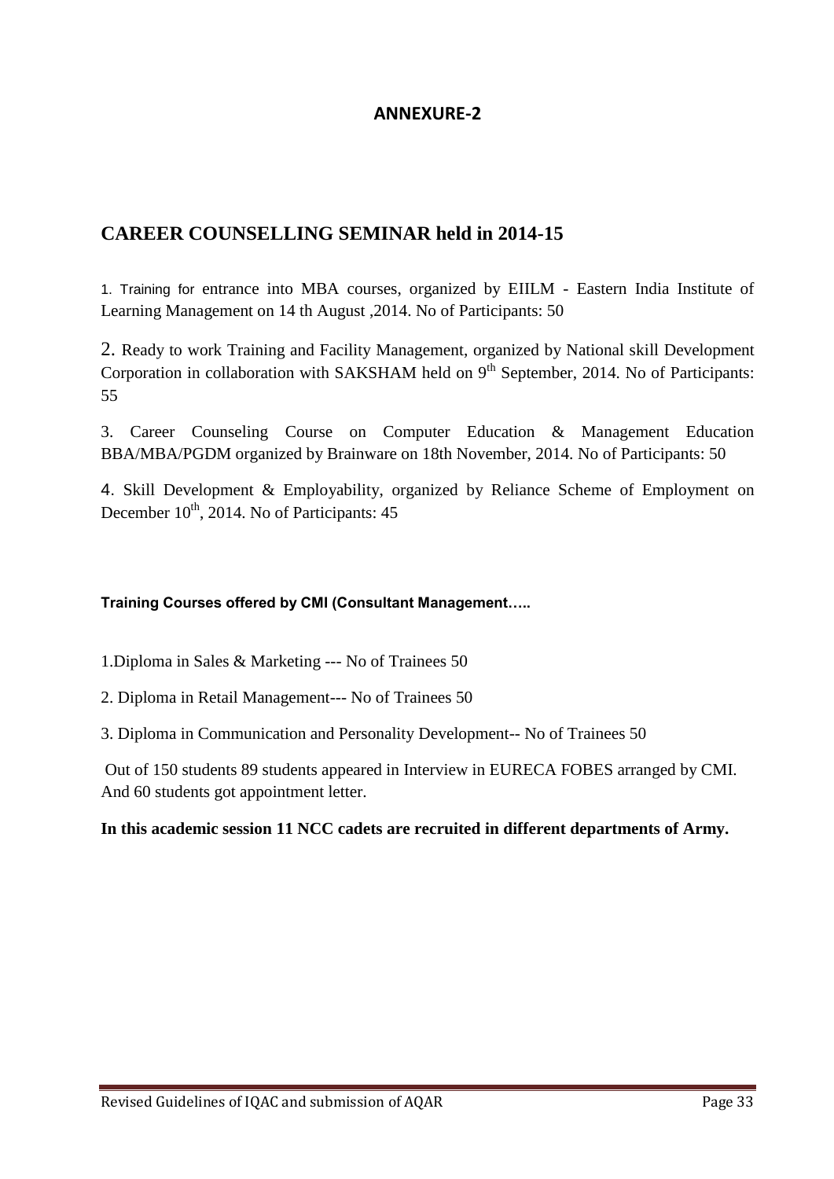## ANNEXURE-2

## CAREER COUNSELLING SEMINAR held in 2014-15

1. Training for entrance into MBA courses, organized by EIILM - Eastern India Institute of Learning Management on 14 th August ,2014. No of Participants: 50

2. Ready to work Training and Facility Management, organized by National skill Development Corporation in collaboration with SAKSHAM held on 9th September, 2014. No of Participants: 55

3. Career Counseling Course on Computer Education & Management Education BBA/MBA/PGDM organized by Brainware on 18th November, 2014. No of Participants: 50

4. Skill Development & Employability, organized by Reliance Scheme of Employment on December 10th, 2014. No of Participants: 45

**Training Courses offered by CMI (Consultant Management…..**

1.Diploma in Sales & Marketing --- No of Trainees 50

2. Diploma in Retail Management--- No of Trainees 50

3. Diploma in Communication and Personality Development-- No of Trainees 50

Out of 150 students 89 students appeared in Interview in EURECA FOBES arranged by CMI. And 60 students got appointment letter.

**In this academic session 11 NCC cadets are recruited in different departments of Army.**